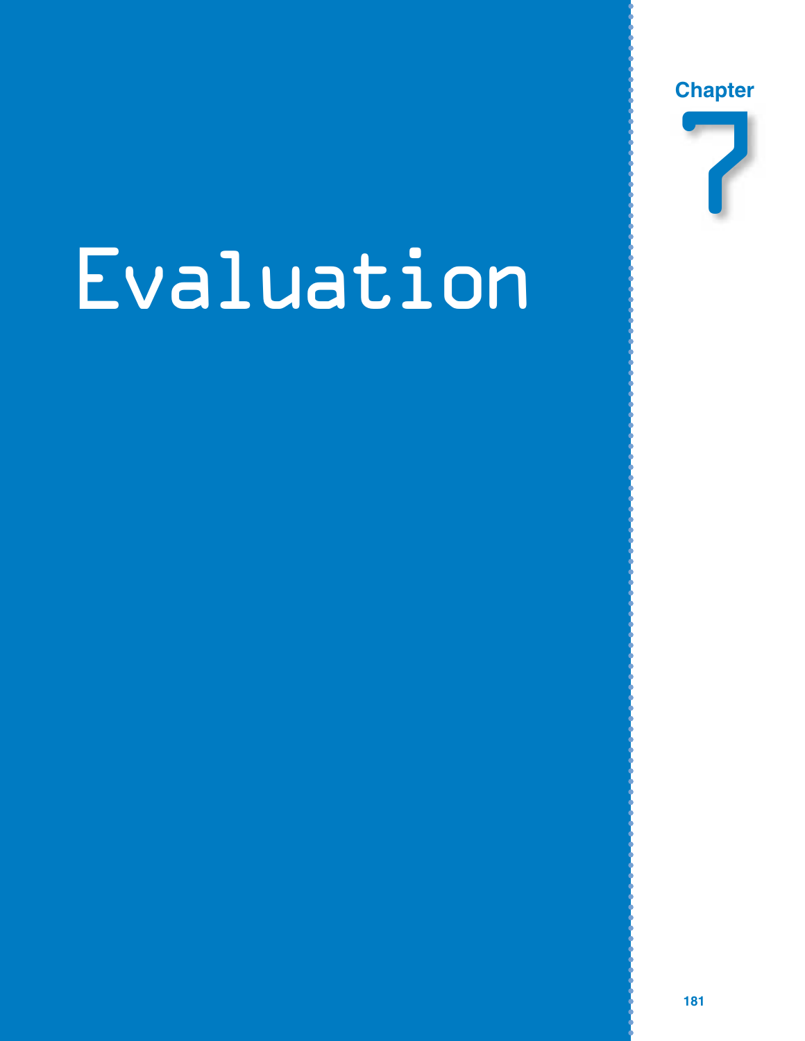Chapter 7

# Evaluation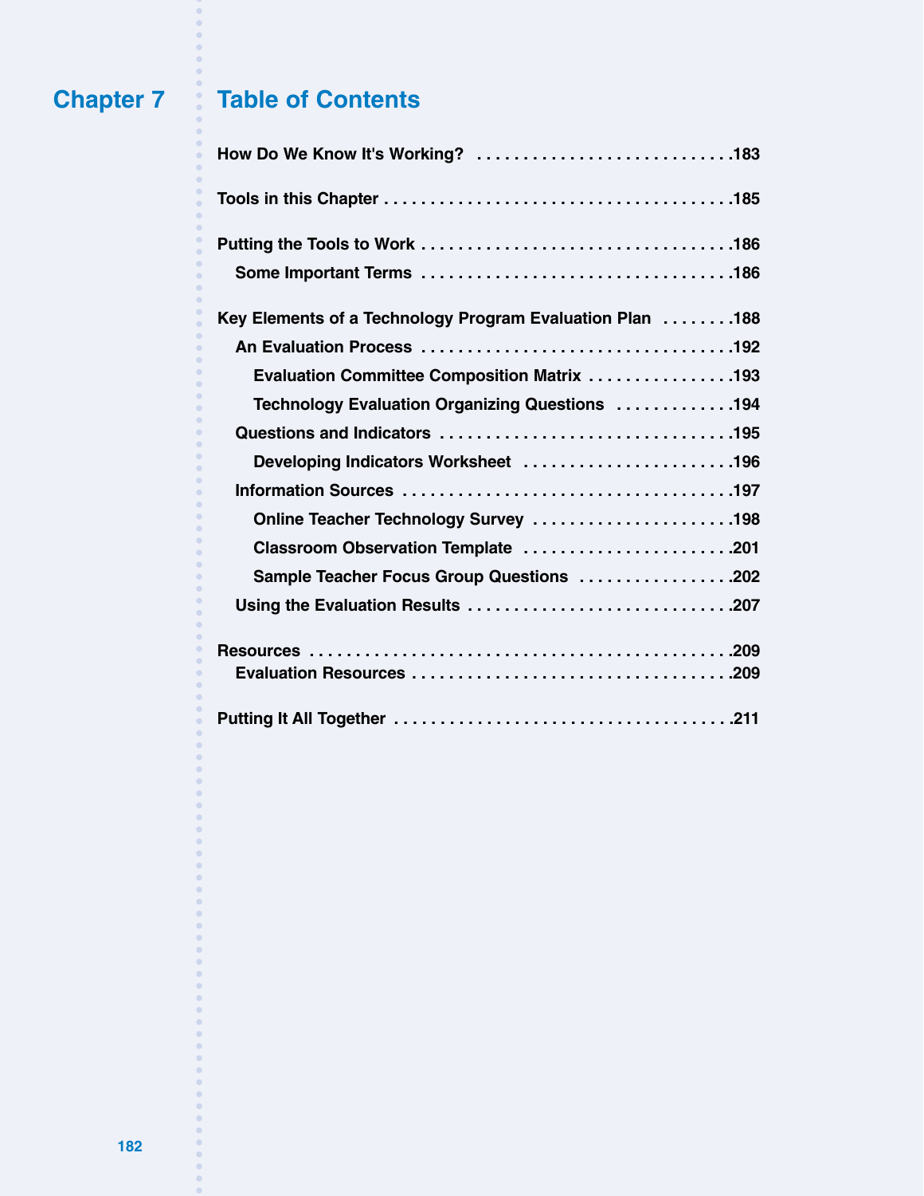# Chapter 7

## Table of Contents

**How Do We Know It's Working?** ............................ 183

**Tools in this Chapter** ............................ 185

**Putting the Tools to Work** ............................ 186

- **Some Important Terms** ............................ 186

**Key Elements of a Technology Program Evaluation Plan** ............................ 188

- **An Evaluation Process** ............................ 192
  - **Evaluation Committee Composition Matrix** ............................ 193
  - **Technology Evaluation Organizing Questions** ............................ 194
- **Questions and Indicators** ............................ 195
  - **Developing Indicators Worksheet** ............................ 196
- **Information Sources** ............................ 197
  - **Online Teacher Technology Survey** ............................ 198
  - **Classroom Observation Template** ............................ 201
  - **Sample Teacher Focus Group Questions** ............................ 202
- **Using the Evaluation Results** ............................ 207

**Resources** ............................ 209

- **Evaluation Resources** ............................ 209

**Putting It All Together** ............................ 211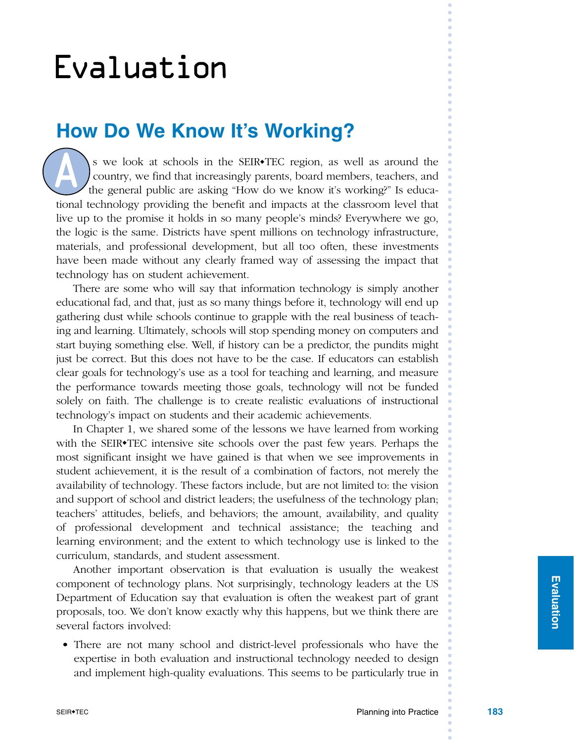# Evaluation

## How Do We Know It's Working?

As we look at schools in the SEIR◆TEC region, as well as around the country, we find that increasingly parents, board members, teachers, and the general public are asking "How do we know it's working?" Is educational technology providing the benefit and impacts at the classroom level that live up to the promise it holds in so many people's minds? Everywhere we go, the logic is the same. Districts have spent millions on technology infrastructure, materials, and professional development, but all too often, these investments have been made without any clearly framed way of assessing the impact that technology has on student achievement.

There are some who will say that information technology is simply another educational fad, and that, just as so many things before it, technology will end up gathering dust while schools continue to grapple with the real business of teaching and learning. Ultimately, schools will stop spending money on computers and start buying something else. Well, if history can be a predictor, the pundits might just be correct. But this does not have to be the case. If educators can establish clear goals for technology's use as a tool for teaching and learning, and measure the performance towards meeting those goals, technology will not be funded solely on faith. The challenge is to create realistic evaluations of instructional technology's impact on students and their academic achievements.

In Chapter 1, we shared some of the lessons we have learned from working with the SEIR◆TEC intensive site schools over the past few years. Perhaps the most significant insight we have gained is that when we see improvements in student achievement, it is the result of a combination of factors, not merely the availability of technology. These factors include, but are not limited to: the vision and support of school and district leaders; the usefulness of the technology plan; teachers' attitudes, beliefs, and behaviors; the amount, availability, and quality of professional development and technical assistance; the teaching and learning environment; and the extent to which technology use is linked to the curriculum, standards, and student assessment.

Another important observation is that evaluation is usually the weakest component of technology plans. Not surprisingly, technology leaders at the US Department of Education say that evaluation is often the weakest part of grant proposals, too. We don't know exactly why this happens, but we think there are several factors involved:

- There are not many school and district-level professionals who have the expertise in both evaluation and instructional technology needed to design and implement high-quality evaluations. This seems to be particularly true in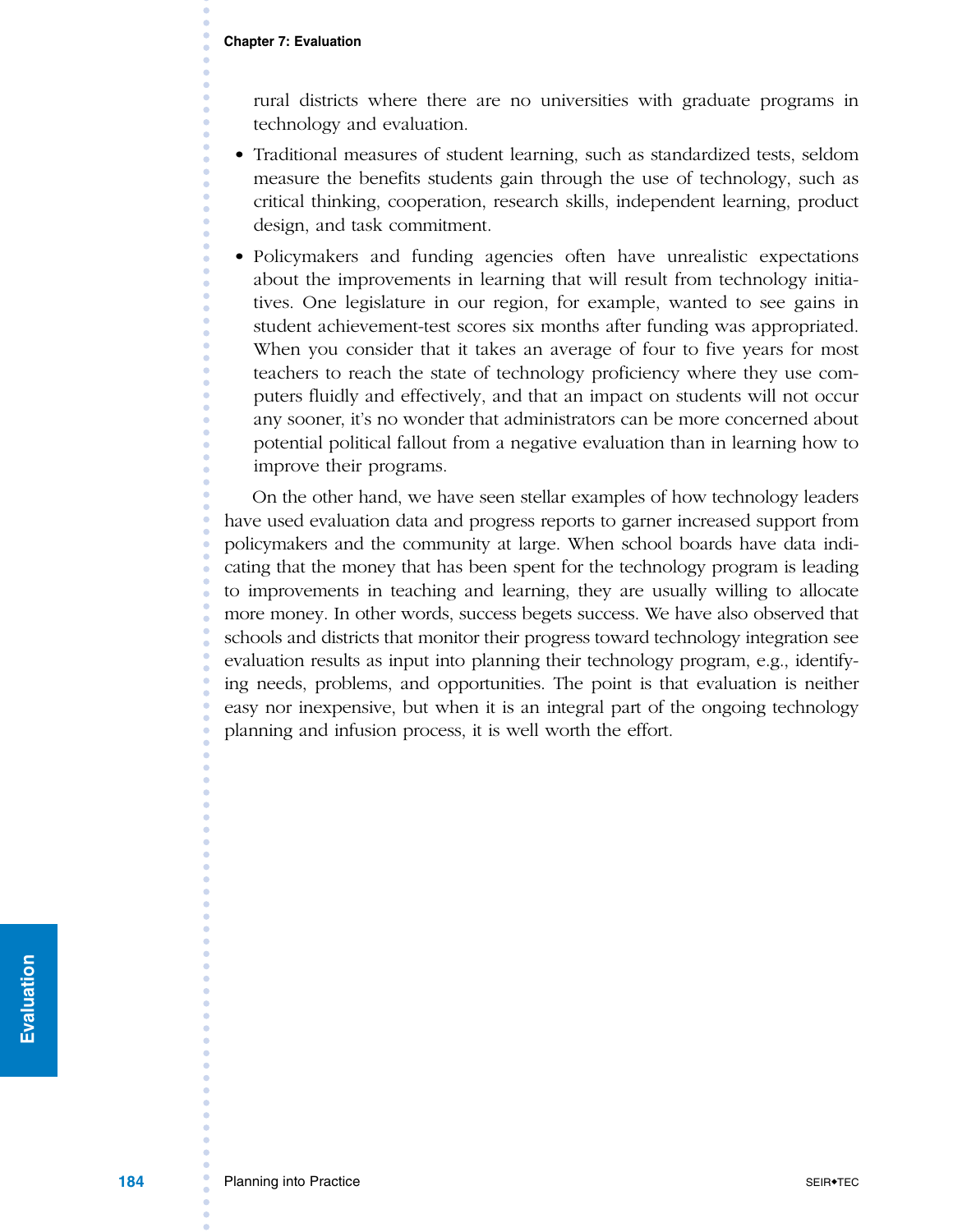rural districts where there are no universities with graduate programs in technology and evaluation.

- Traditional measures of student learning, such as standardized tests, seldom measure the benefits students gain through the use of technology, such as critical thinking, cooperation, research skills, independent learning, product design, and task commitment.
- Policymakers and funding agencies often have unrealistic expectations about the improvements in learning that will result from technology initiatives. One legislature in our region, for example, wanted to see gains in student achievement-test scores six months after funding was appropriated. When you consider that it takes an average of four to five years for most teachers to reach the state of technology proficiency where they use computers fluidly and effectively, and that an impact on students will not occur any sooner, it's no wonder that administrators can be more concerned about potential political fallout from a negative evaluation than in learning how to improve their programs.

On the other hand, we have seen stellar examples of how technology leaders have used evaluation data and progress reports to garner increased support from policymakers and the community at large. When school boards have data indicating that the money that has been spent for the technology program is leading to improvements in teaching and learning, they are usually willing to allocate more money. In other words, success begets success. We have also observed that schools and districts that monitor their progress toward technology integration see evaluation results as input into planning their technology program, e.g., identifying needs, problems, and opportunities. The point is that evaluation is neither easy nor inexpensive, but when it is an integral part of the ongoing technology planning and infusion process, it is well worth the effort.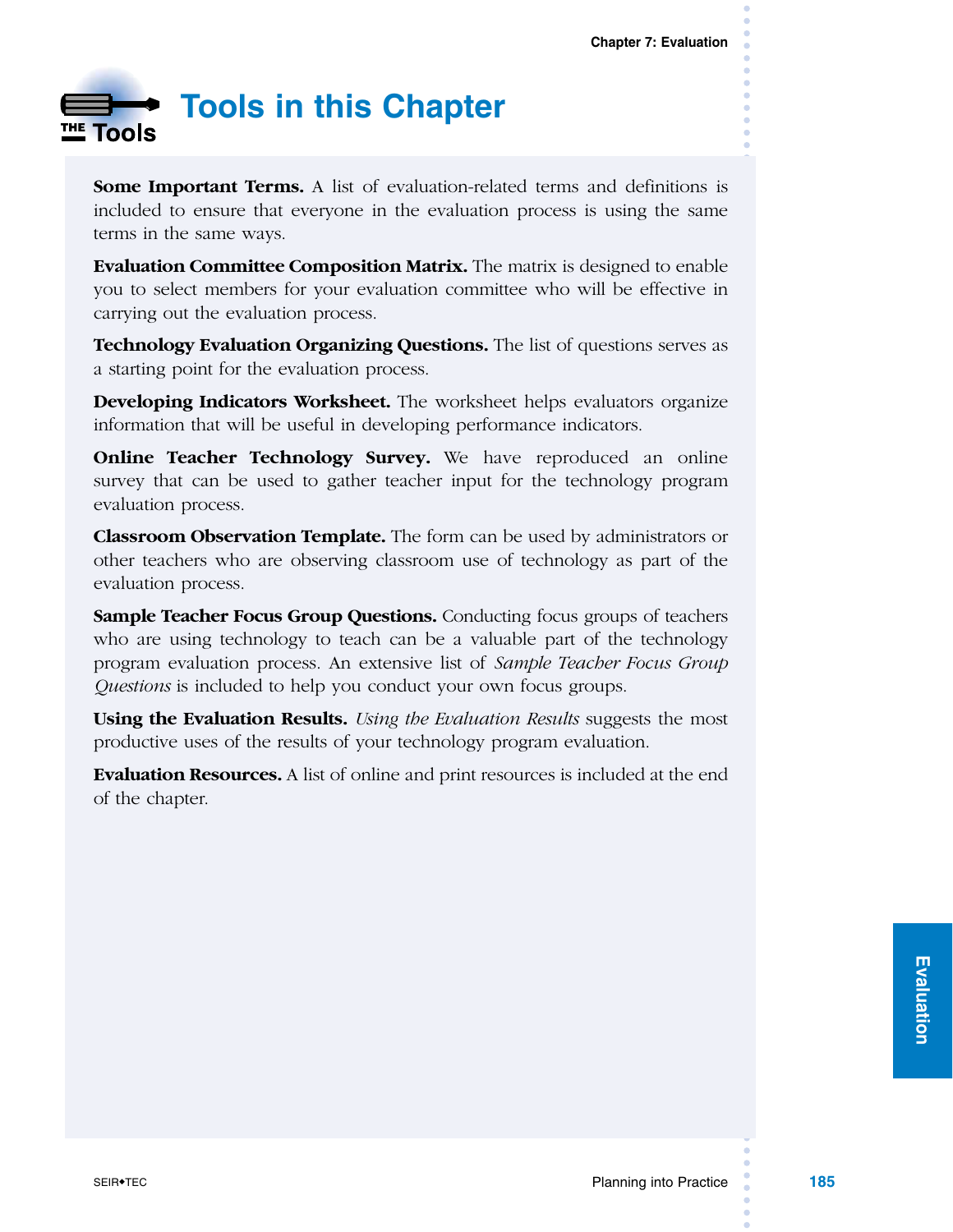# Tools in this Chapter

**Some Important Terms.** A list of evaluation-related terms and definitions is included to ensure that everyone in the evaluation process is using the same terms in the same ways.

**Evaluation Committee Composition Matrix.** The matrix is designed to enable you to select members for your evaluation committee who will be effective in carrying out the evaluation process.

**Technology Evaluation Organizing Questions.** The list of questions serves as a starting point for the evaluation process.

**Developing Indicators Worksheet.** The worksheet helps evaluators organize information that will be useful in developing performance indicators.

**Online Teacher Technology Survey.** We have reproduced an online survey that can be used to gather teacher input for the technology program evaluation process.

**Classroom Observation Template.** The form can be used by administrators or other teachers who are observing classroom use of technology as part of the evaluation process.

**Sample Teacher Focus Group Questions.** Conducting focus groups of teachers who are using technology to teach can be a valuable part of the technology program evaluation process. An extensive list of *Sample Teacher Focus Group Questions* is included to help you conduct your own focus groups.

**Using the Evaluation Results.** *Using the Evaluation Results* suggests the most productive uses of the results of your technology program evaluation.

**Evaluation Resources.** A list of online and print resources is included at the end of the chapter.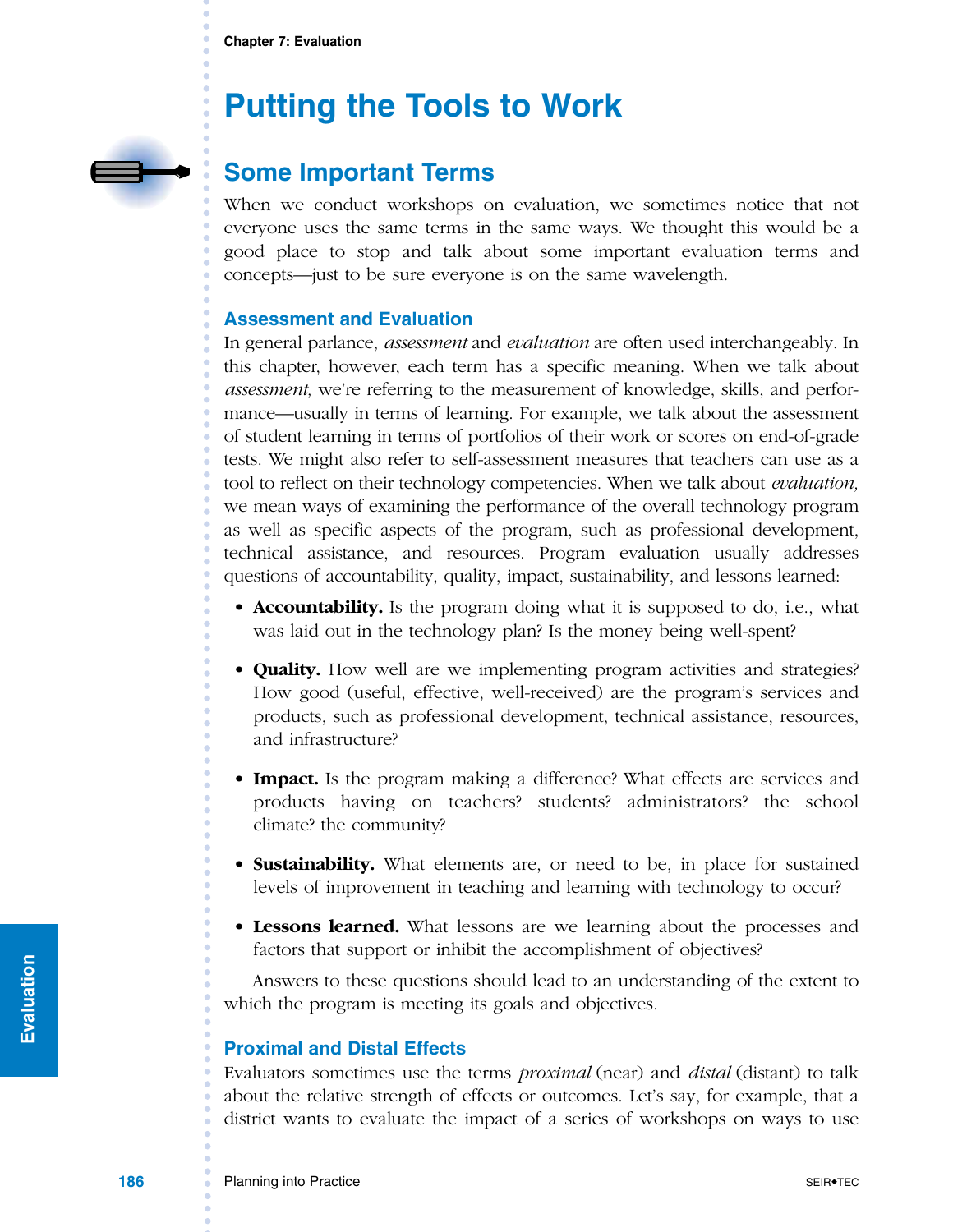# Putting the Tools to Work

## Some Important Terms

When we conduct workshops on evaluation, we sometimes notice that not everyone uses the same terms in the same ways. We thought this would be a good place to stop and talk about some important evaluation terms and concepts—just to be sure everyone is on the same wavelength.

### Assessment and Evaluation

In general parlance, *assessment* and *evaluation* are often used interchangeably. In this chapter, however, each term has a specific meaning. When we talk about *assessment,* we're referring to the measurement of knowledge, skills, and performance—usually in terms of learning. For example, we talk about the assessment of student learning in terms of portfolios of their work or scores on end-of-grade tests. We might also refer to self-assessment measures that teachers can use as a tool to reflect on their technology competencies. When we talk about *evaluation,* we mean ways of examining the performance of the overall technology program as well as specific aspects of the program, such as professional development, technical assistance, and resources. Program evaluation usually addresses questions of accountability, quality, impact, sustainability, and lessons learned:

- **Accountability.** Is the program doing what it is supposed to do, i.e., what was laid out in the technology plan? Is the money being well-spent?
- **Quality.** How well are we implementing program activities and strategies? How good (useful, effective, well-received) are the program's services and products, such as professional development, technical assistance, resources, and infrastructure?
- **Impact.** Is the program making a difference? What effects are services and products having on teachers? students? administrators? the school climate? the community?
- **Sustainability.** What elements are, or need to be, in place for sustained levels of improvement in teaching and learning with technology to occur?
- **Lessons learned.** What lessons are we learning about the processes and factors that support or inhibit the accomplishment of objectives?

Answers to these questions should lead to an understanding of the extent to which the program is meeting its goals and objectives.

### Proximal and Distal Effects

Evaluators sometimes use the terms *proximal* (near) and *distal* (distant) to talk about the relative strength of effects or outcomes. Let's say, for example, that a district wants to evaluate the impact of a series of workshops on ways to use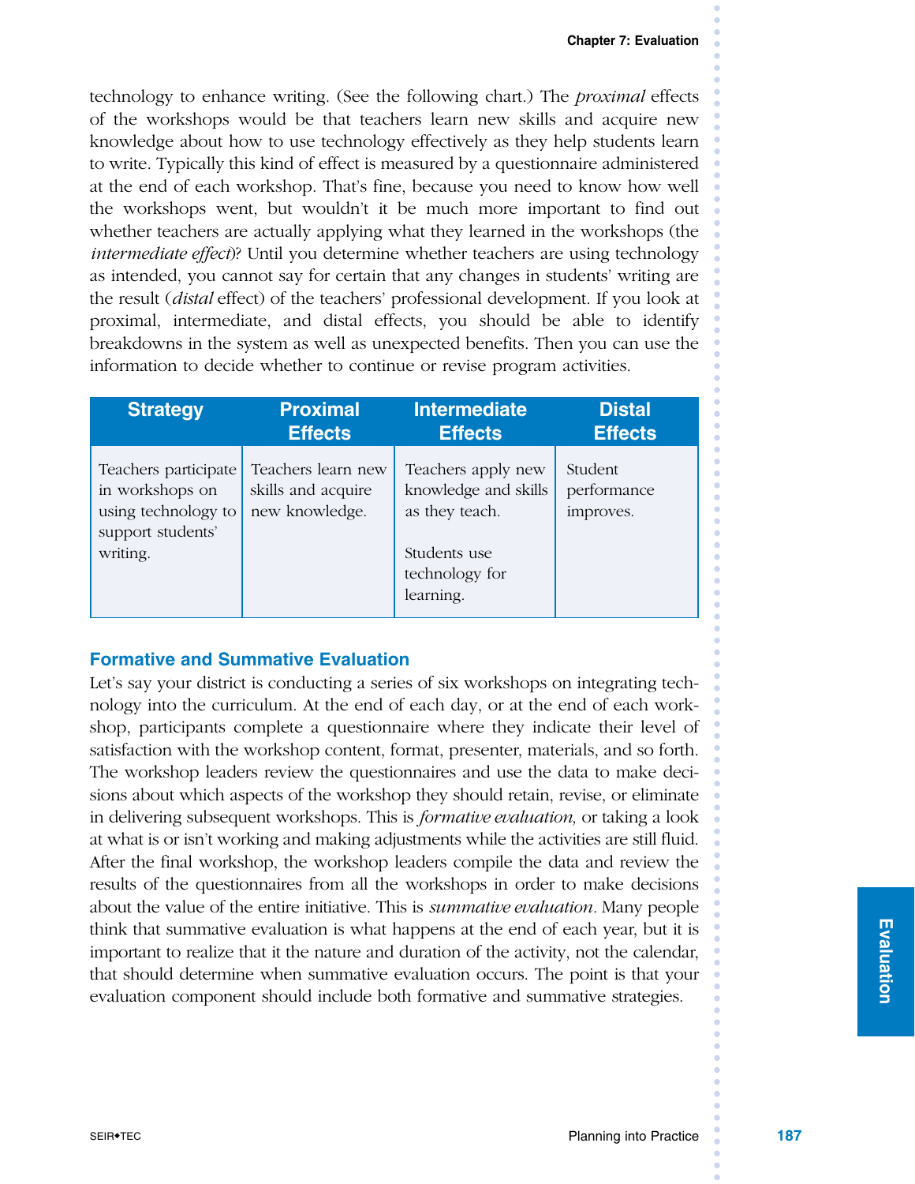technology to enhance writing. (See the following chart.) The *proximal* effects of the workshops would be that teachers learn new skills and acquire new knowledge about how to use technology effectively as they help students learn to write. Typically this kind of effect is measured by a questionnaire administered at the end of each workshop. That's fine, because you need to know how well the workshops went, but wouldn't it be much more important to find out whether teachers are actually applying what they learned in the workshops (the *intermediate effect*)? Until you determine whether teachers are using technology as intended, you cannot say for certain that any changes in students' writing are the result (*distal* effect) of the teachers' professional development. If you look at proximal, intermediate, and distal effects, you should be able to identify breakdowns in the system as well as unexpected benefits. Then you can use the information to decide whether to continue or revise program activities.

| Strategy | Proximal Effects | Intermediate Effects | Distal Effects |
|---|---|---|---|
| Teachers participate in workshops on using technology to support students' writing. | Teachers learn new skills and acquire new knowledge. | Teachers apply new knowledge and skills as they teach.<br><br>Students use technology for learning. | Student performance improves. |

### Formative and Summative Evaluation

Let's say your district is conducting a series of six workshops on integrating technology into the curriculum. At the end of each day, or at the end of each workshop, participants complete a questionnaire where they indicate their level of satisfaction with the workshop content, format, presenter, materials, and so forth. The workshop leaders review the questionnaires and use the data to make decisions about which aspects of the workshop they should retain, revise, or eliminate in delivering subsequent workshops. This is *formative evaluation,* or taking a look at what is or isn't working and making adjustments while the activities are still fluid. After the final workshop, the workshop leaders compile the data and review the results of the questionnaires from all the workshops in order to make decisions about the value of the entire initiative. This is *summative evaluation*. Many people think that summative evaluation is what happens at the end of each year, but it is important to realize that it the nature and duration of the activity, not the calendar, that should determine when summative evaluation occurs. The point is that your evaluation component should include both formative and summative strategies.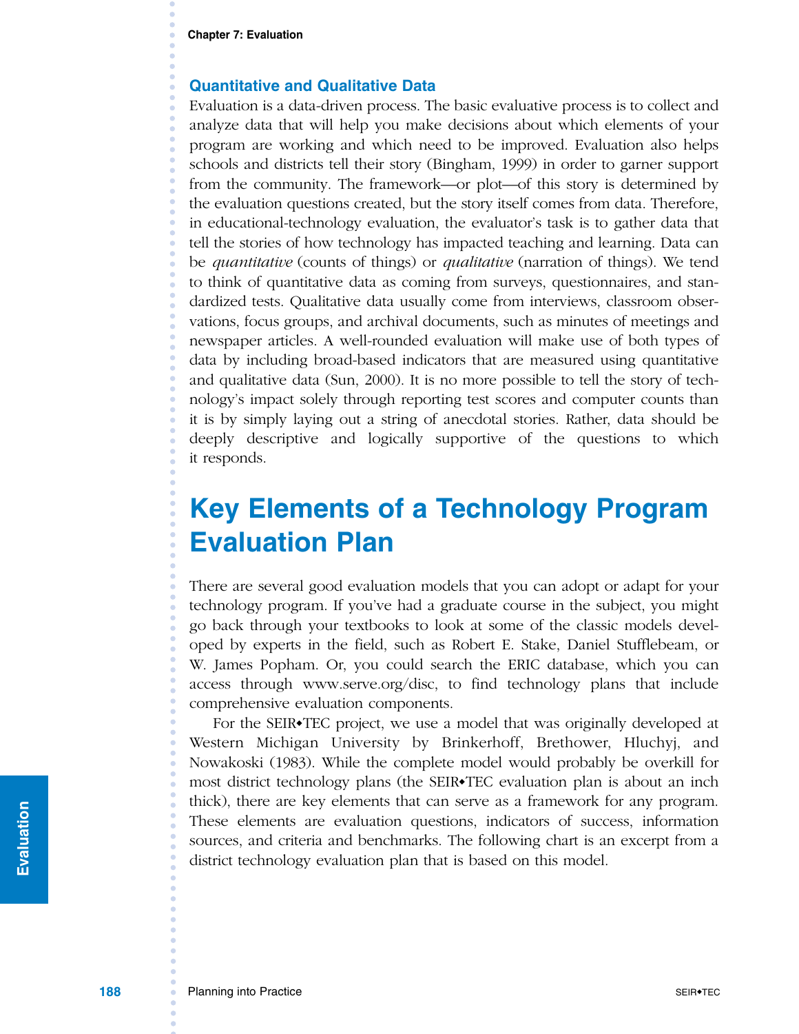### Quantitative and Qualitative Data

Evaluation is a data-driven process. The basic evaluative process is to collect and analyze data that will help you make decisions about which elements of your program are working and which need to be improved. Evaluation also helps schools and districts tell their story (Bingham, 1999) in order to garner support from the community. The framework—or plot—of this story is determined by the evaluation questions created, but the story itself comes from data. Therefore, in educational-technology evaluation, the evaluator's task is to gather data that tell the stories of how technology has impacted teaching and learning. Data can be *quantitative* (counts of things) or *qualitative* (narration of things). We tend to think of quantitative data as coming from surveys, questionnaires, and standardized tests. Qualitative data usually come from interviews, classroom observations, focus groups, and archival documents, such as minutes of meetings and newspaper articles. A well-rounded evaluation will make use of both types of data by including broad-based indicators that are measured using quantitative and qualitative data (Sun, 2000). It is no more possible to tell the story of technology's impact solely through reporting test scores and computer counts than it is by simply laying out a string of anecdotal stories. Rather, data should be deeply descriptive and logically supportive of the questions to which it responds.

## Key Elements of a Technology Program Evaluation Plan

There are several good evaluation models that you can adopt or adapt for your technology program. If you've had a graduate course in the subject, you might go back through your textbooks to look at some of the classic models developed by experts in the field, such as Robert E. Stake, Daniel Stufflebeam, or W. James Popham. Or, you could search the ERIC database, which you can access through www.serve.org/disc, to find technology plans that include comprehensive evaluation components.

For the SEIR◆TEC project, we use a model that was originally developed at Western Michigan University by Brinkerhoff, Brethower, Hluchyj, and Nowakoski (1983). While the complete model would probably be overkill for most district technology plans (the SEIR◆TEC evaluation plan is about an inch thick), there are key elements that can serve as a framework for any program. These elements are evaluation questions, indicators of success, information sources, and criteria and benchmarks. The following chart is an excerpt from a district technology evaluation plan that is based on this model.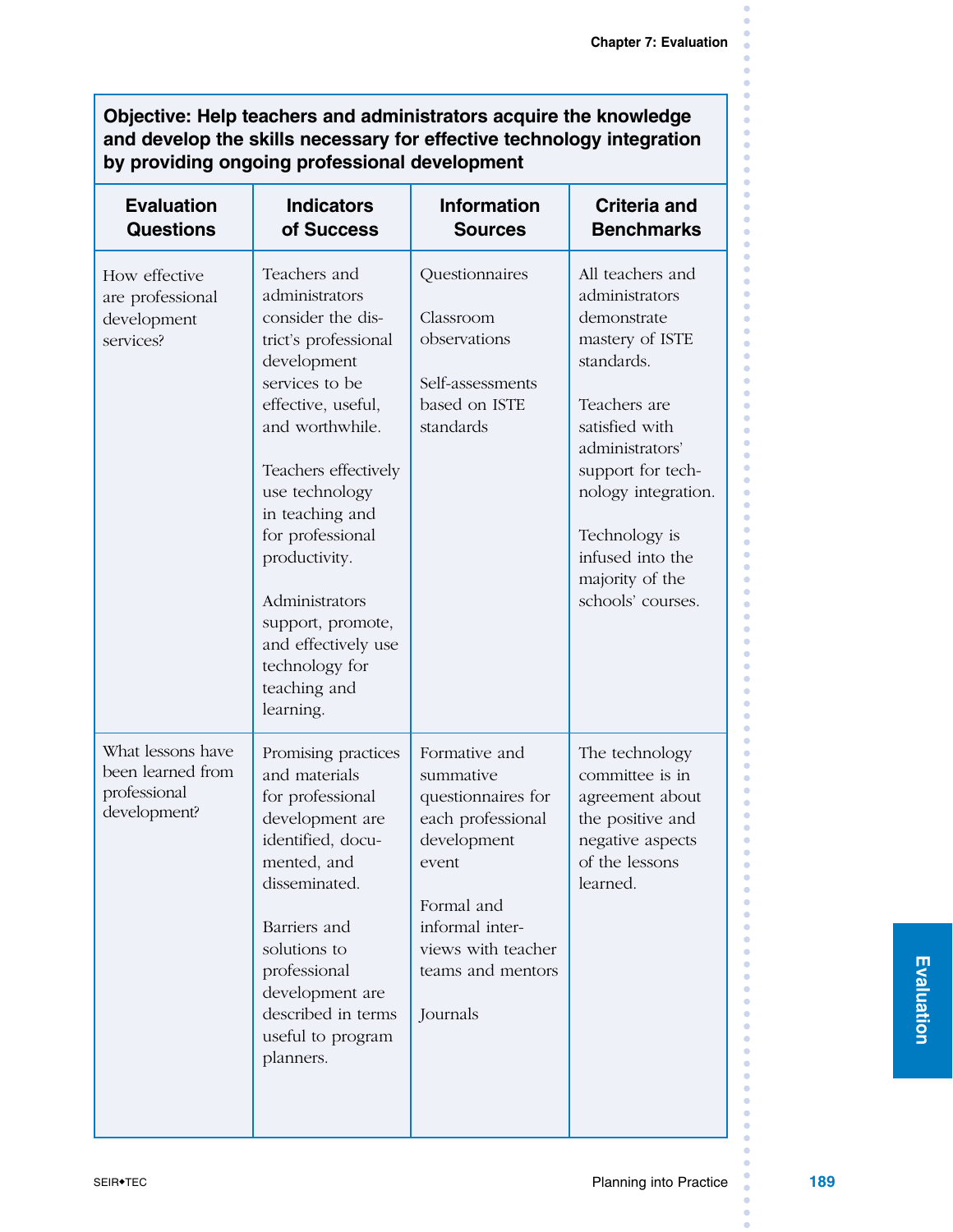| **Objective: Help teachers and administrators acquire the knowledge and develop the skills necessary for effective technology integration by providing ongoing professional development** | | | |
|---|---|---|---|
| **Evaluation Questions** | **Indicators of Success** | **Information Sources** | **Criteria and Benchmarks** |
| How effective are professional development services? | Teachers and administrators consider the district's professional development services to be effective, useful, and worthwhile.<br><br>Teachers effectively use technology in teaching and for professional productivity.<br><br>Administrators support, promote, and effectively use technology for teaching and learning. | Questionnaires<br><br>Classroom observations<br><br>Self-assessments based on ISTE standards | All teachers and administrators demonstrate mastery of ISTE standards.<br><br>Teachers are satisfied with administrators' support for technology integration.<br><br>Technology is infused into the majority of the schools' courses. |
| What lessons have been learned from professional development? | Promising practices and materials for professional development are identified, documented, and disseminated.<br><br>Barriers and solutions to professional development are described in terms useful to program planners. | Formative and summative questionnaires for each professional development event<br><br>Formal and informal interviews with teacher teams and mentors<br><br>Journals | The technology committee is in agreement about the positive and negative aspects of the lessons learned. |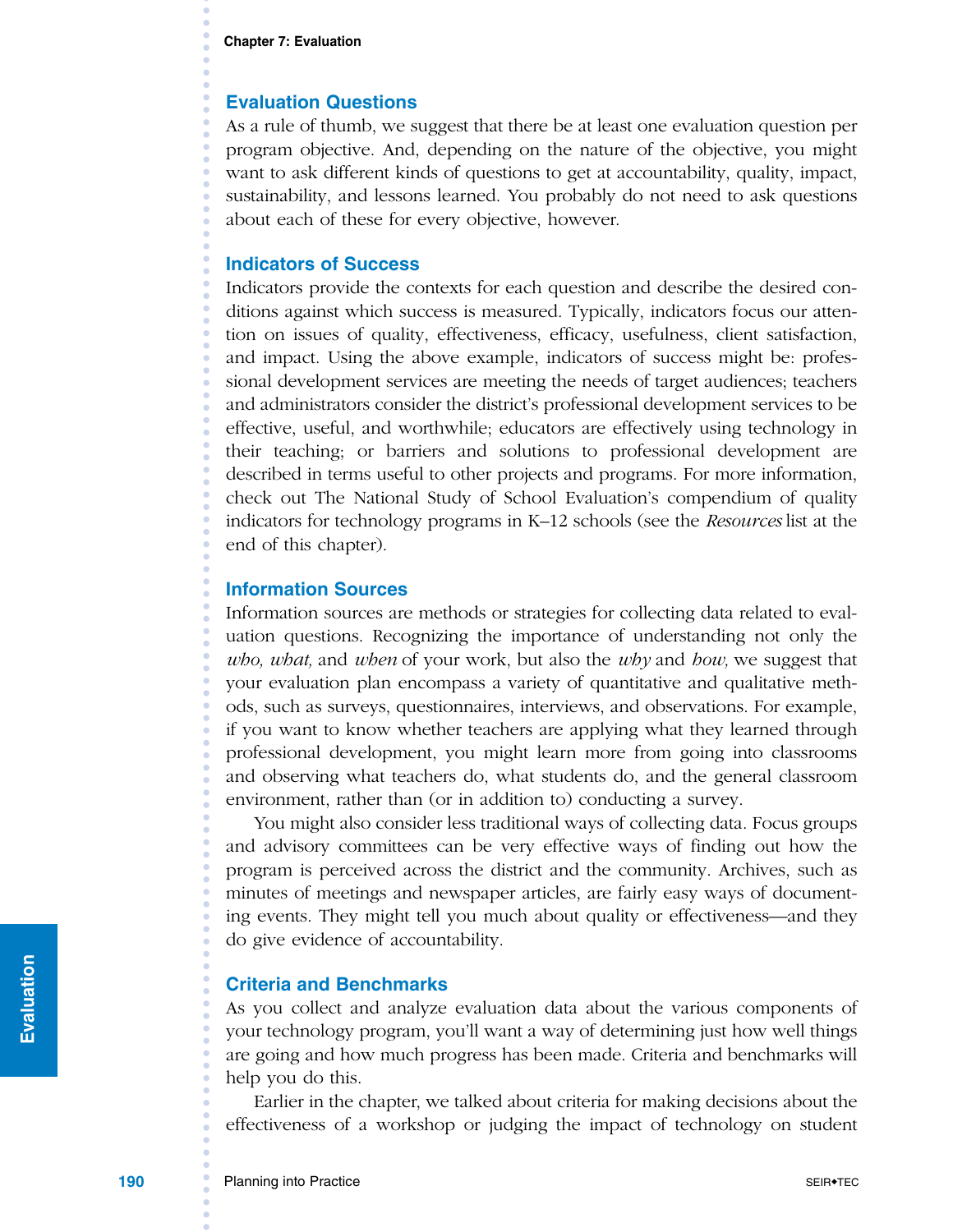## Evaluation Questions

As a rule of thumb, we suggest that there be at least one evaluation question per program objective. And, depending on the nature of the objective, you might want to ask different kinds of questions to get at accountability, quality, impact, sustainability, and lessons learned. You probably do not need to ask questions about each of these for every objective, however.

## Indicators of Success

Indicators provide the contexts for each question and describe the desired conditions against which success is measured. Typically, indicators focus our attention on issues of quality, effectiveness, efficacy, usefulness, client satisfaction, and impact. Using the above example, indicators of success might be: professional development services are meeting the needs of target audiences; teachers and administrators consider the district's professional development services to be effective, useful, and worthwhile; educators are effectively using technology in their teaching; or barriers and solutions to professional development are described in terms useful to other projects and programs. For more information, check out The National Study of School Evaluation's compendium of quality indicators for technology programs in K–12 schools (see the *Resources* list at the end of this chapter).

## Information Sources

Information sources are methods or strategies for collecting data related to evaluation questions. Recognizing the importance of understanding not only the *who, what,* and *when* of your work, but also the *why* and *how,* we suggest that your evaluation plan encompass a variety of quantitative and qualitative methods, such as surveys, questionnaires, interviews, and observations. For example, if you want to know whether teachers are applying what they learned through professional development, you might learn more from going into classrooms and observing what teachers do, what students do, and the general classroom environment, rather than (or in addition to) conducting a survey.

You might also consider less traditional ways of collecting data. Focus groups and advisory committees can be very effective ways of finding out how the program is perceived across the district and the community. Archives, such as minutes of meetings and newspaper articles, are fairly easy ways of documenting events. They might tell you much about quality or effectiveness—and they do give evidence of accountability.

## Criteria and Benchmarks

As you collect and analyze evaluation data about the various components of your technology program, you'll want a way of determining just how well things are going and how much progress has been made. Criteria and benchmarks will help you do this.

Earlier in the chapter, we talked about criteria for making decisions about the effectiveness of a workshop or judging the impact of technology on student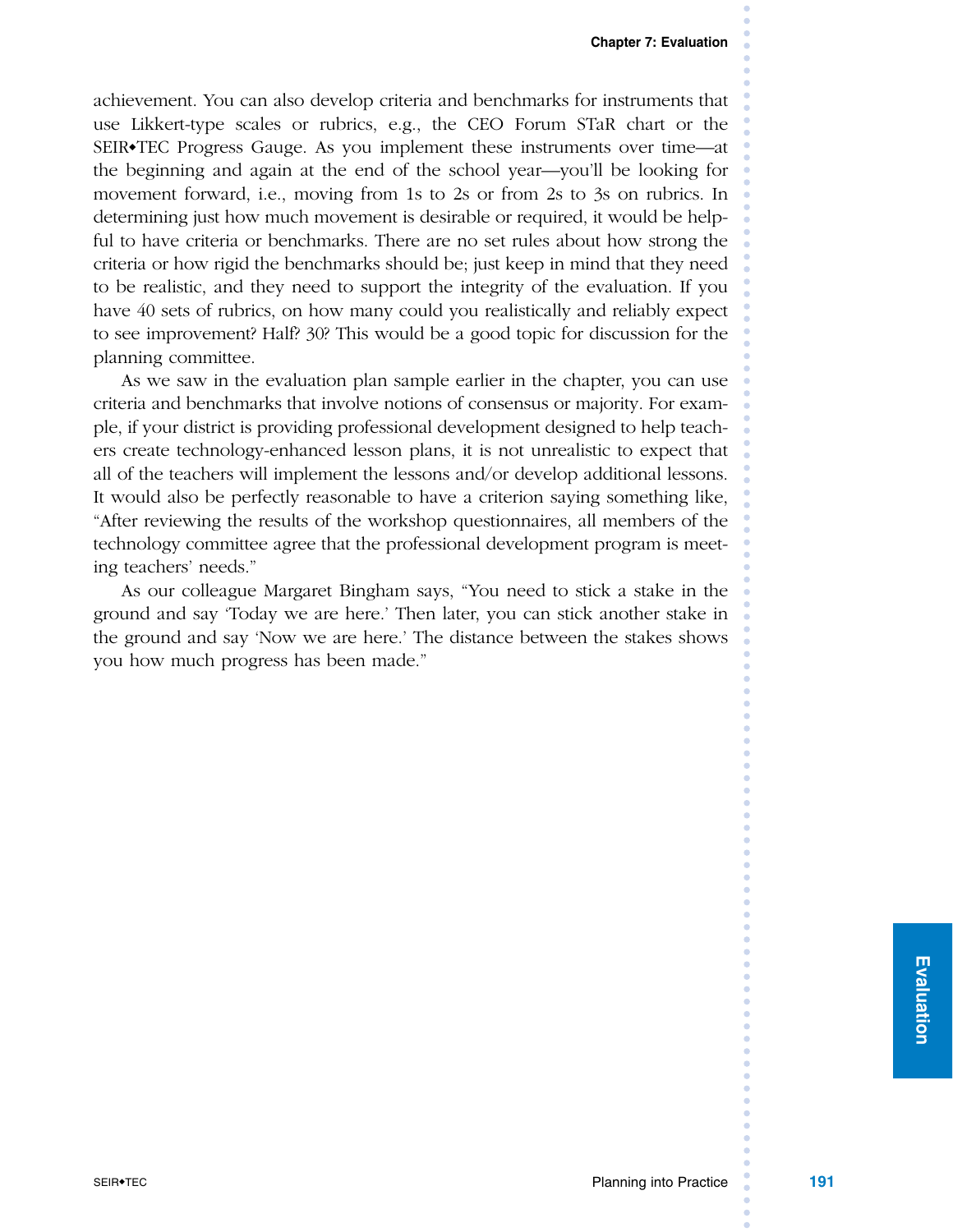achievement. You can also develop criteria and benchmarks for instruments that use Likkert-type scales or rubrics, e.g., the CEO Forum STaR chart or the SEIR•TEC Progress Gauge. As you implement these instruments over time—at the beginning and again at the end of the school year—you'll be looking for movement forward, i.e., moving from 1s to 2s or from 2s to 3s on rubrics. In determining just how much movement is desirable or required, it would be helpful to have criteria or benchmarks. There are no set rules about how strong the criteria or how rigid the benchmarks should be; just keep in mind that they need to be realistic, and they need to support the integrity of the evaluation. If you have 40 sets of rubrics, on how many could you realistically and reliably expect to see improvement? Half? 30? This would be a good topic for discussion for the planning committee.

As we saw in the evaluation plan sample earlier in the chapter, you can use criteria and benchmarks that involve notions of consensus or majority. For example, if your district is providing professional development designed to help teachers create technology-enhanced lesson plans, it is not unrealistic to expect that all of the teachers will implement the lessons and/or develop additional lessons. It would also be perfectly reasonable to have a criterion saying something like, "After reviewing the results of the workshop questionnaires, all members of the technology committee agree that the professional development program is meeting teachers' needs."

As our colleague Margaret Bingham says, "You need to stick a stake in the ground and say 'Today we are here.' Then later, you can stick another stake in the ground and say 'Now we are here.' The distance between the stakes shows you how much progress has been made."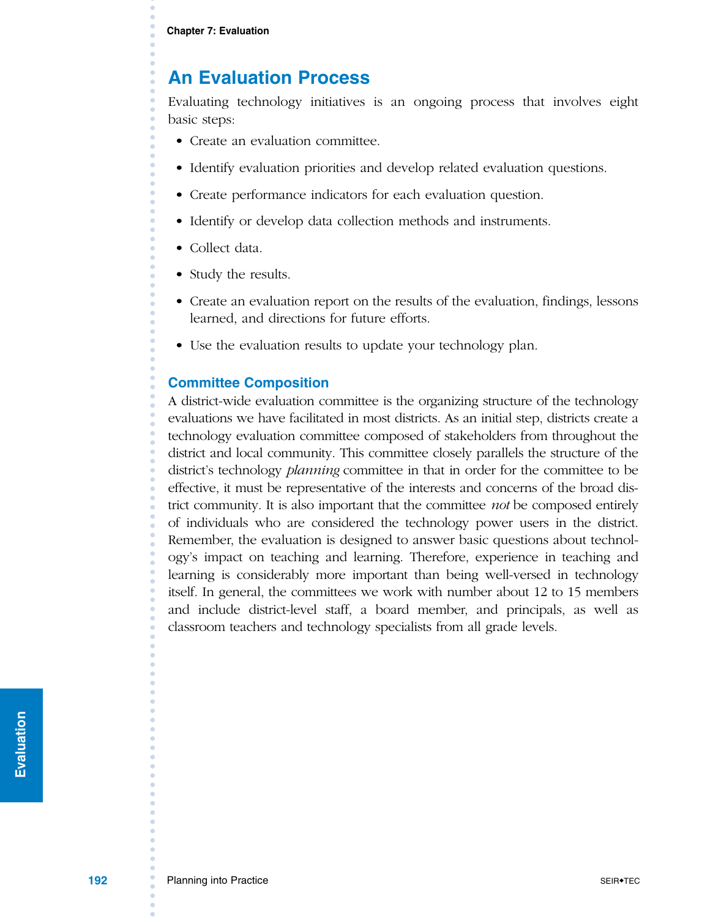## An Evaluation Process

Evaluating technology initiatives is an ongoing process that involves eight basic steps:

- Create an evaluation committee.
- Identify evaluation priorities and develop related evaluation questions.
- Create performance indicators for each evaluation question.
- Identify or develop data collection methods and instruments.
- Collect data.
- Study the results.
- Create an evaluation report on the results of the evaluation, findings, lessons learned, and directions for future efforts.
- Use the evaluation results to update your technology plan.

### Committee Composition

A district-wide evaluation committee is the organizing structure of the technology evaluations we have facilitated in most districts. As an initial step, districts create a technology evaluation committee composed of stakeholders from throughout the district and local community. This committee closely parallels the structure of the district's technology *planning* committee in that in order for the committee to be effective, it must be representative of the interests and concerns of the broad district community. It is also important that the committee *not* be composed entirely of individuals who are considered the technology power users in the district. Remember, the evaluation is designed to answer basic questions about technology's impact on teaching and learning. Therefore, experience in teaching and learning is considerably more important than being well-versed in technology itself. In general, the committees we work with number about 12 to 15 members and include district-level staff, a board member, and principals, as well as classroom teachers and technology specialists from all grade levels.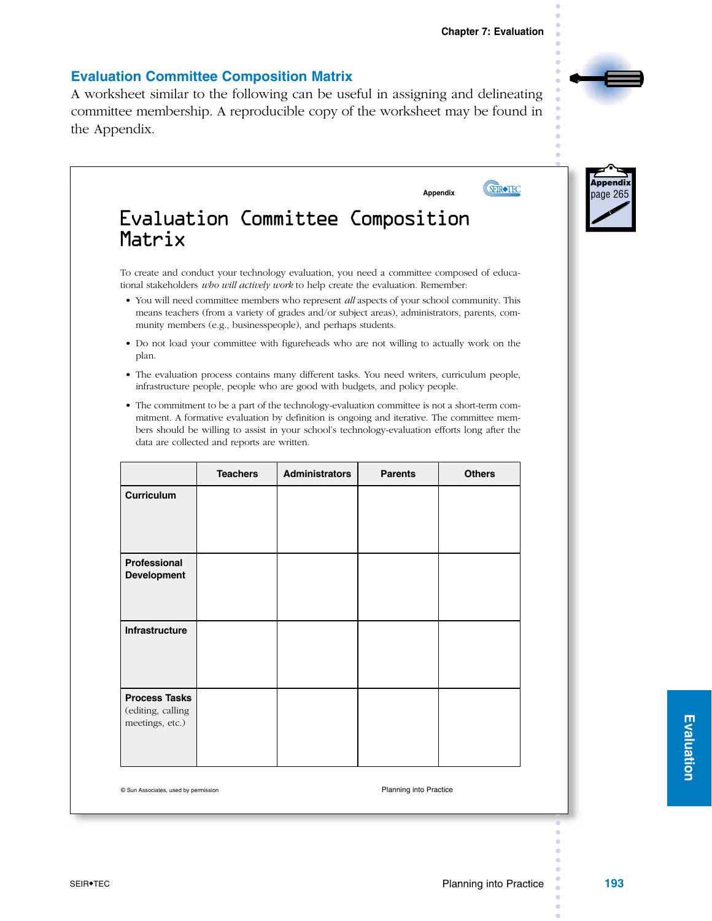## Evaluation Committee Composition Matrix

A worksheet similar to the following can be useful in assigning and delineating committee membership. A reproducible copy of the worksheet may be found in the Appendix.

Appendix page 265

Appendix

# Evaluation Committee Composition Matrix

To create and conduct your technology evaluation, you need a committee composed of educational stakeholders *who will actively work* to help create the evaluation. Remember:

- You will need committee members who represent *all* aspects of your school community. This means teachers (from a variety of grades and/or subject areas), administrators, parents, community members (e.g., businesspeople), and perhaps students.
- Do not load your committee with figureheads who are not willing to actually work on the plan.
- The evaluation process contains many different tasks. You need writers, curriculum people, infrastructure people, people who are good with budgets, and policy people.
- The commitment to be a part of the technology-evaluation committee is not a short-term commitment. A formative evaluation by definition is ongoing and iterative. The committee members should be willing to assist in your school's technology-evaluation efforts long after the data are collected and reports are written.

| | Teachers | Administrators | Parents | Others |
|---|---|---|---|---|
| **Curriculum** | | | | |
| **Professional Development** | | | | |
| **Infrastructure** | | | | |
| **Process Tasks** (editing, calling meetings, etc.) | | | | |

© Sun Associates, used by permission

Planning into Practice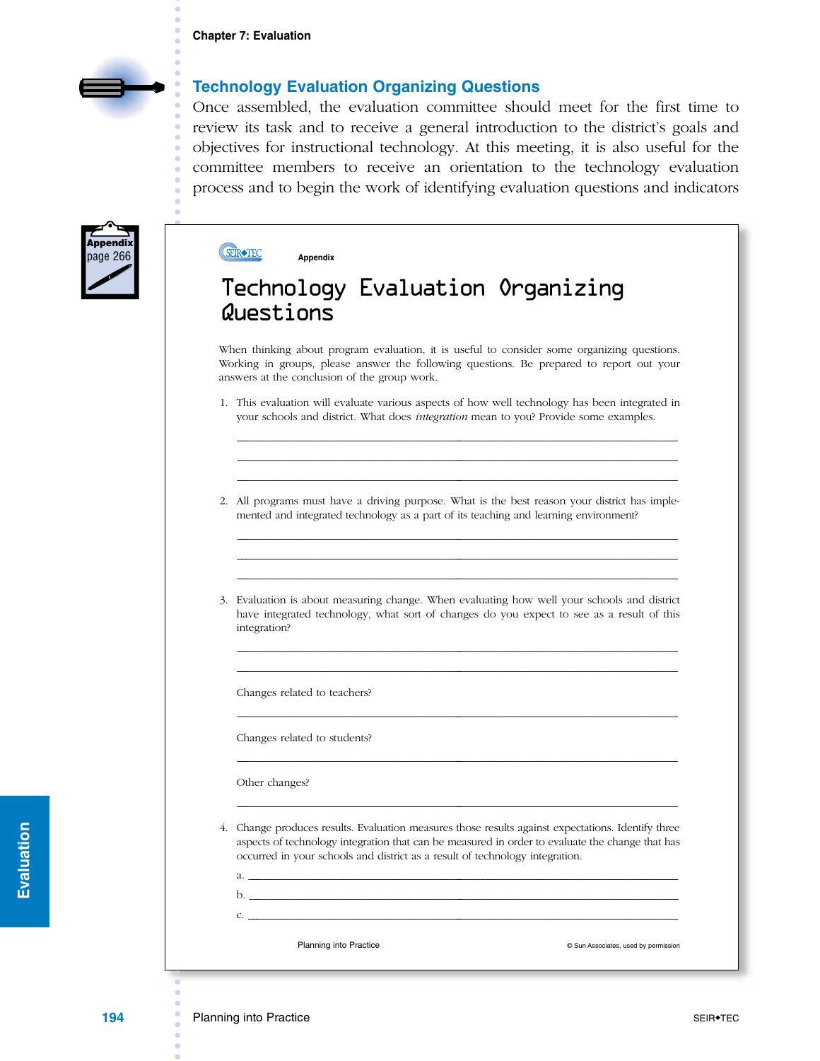## Technology Evaluation Organizing Questions

Once assembled, the evaluation committee should meet for the first time to review its task and to receive a general introduction to the district's goals and objectives for instructional technology. At this meeting, it is also useful for the committee members to receive an orientation to the technology evaluation process and to begin the work of identifying evaluation questions and indicators

Appendix page 266

---

Appendix

# Technology Evaluation Organizing Questions

When thinking about program evaluation, it is useful to consider some organizing questions. Working in groups, please answer the following questions. Be prepared to report out your answers at the conclusion of the group work.

1. This evaluation will evaluate various aspects of how well technology has been integrated in your schools and district. What does *integration* mean to you? Provide some examples.

   ______________________________________________________________________

   ______________________________________________________________________

   ______________________________________________________________________

2. All programs must have a driving purpose. What is the best reason your district has implemented and integrated technology as a part of its teaching and learning environment?

   ______________________________________________________________________

   ______________________________________________________________________

   ______________________________________________________________________

3. Evaluation is about measuring change. When evaluating how well your schools and district have integrated technology, what sort of changes do you expect to see as a result of this integration?

   ______________________________________________________________________

   ______________________________________________________________________

   Changes related to teachers?

   ______________________________________________________________________

   Changes related to students?

   ______________________________________________________________________

   Other changes?

   ______________________________________________________________________

4. Change produces results. Evaluation measures those results against expectations. Identify three aspects of technology integration that can be measured in order to evaluate the change that has occurred in your schools and district as a result of technology integration.

   a. ____________________________________________________________________

   b. ____________________________________________________________________

   c. ____________________________________________________________________

Planning into Practice

© Sun Associates, used by permission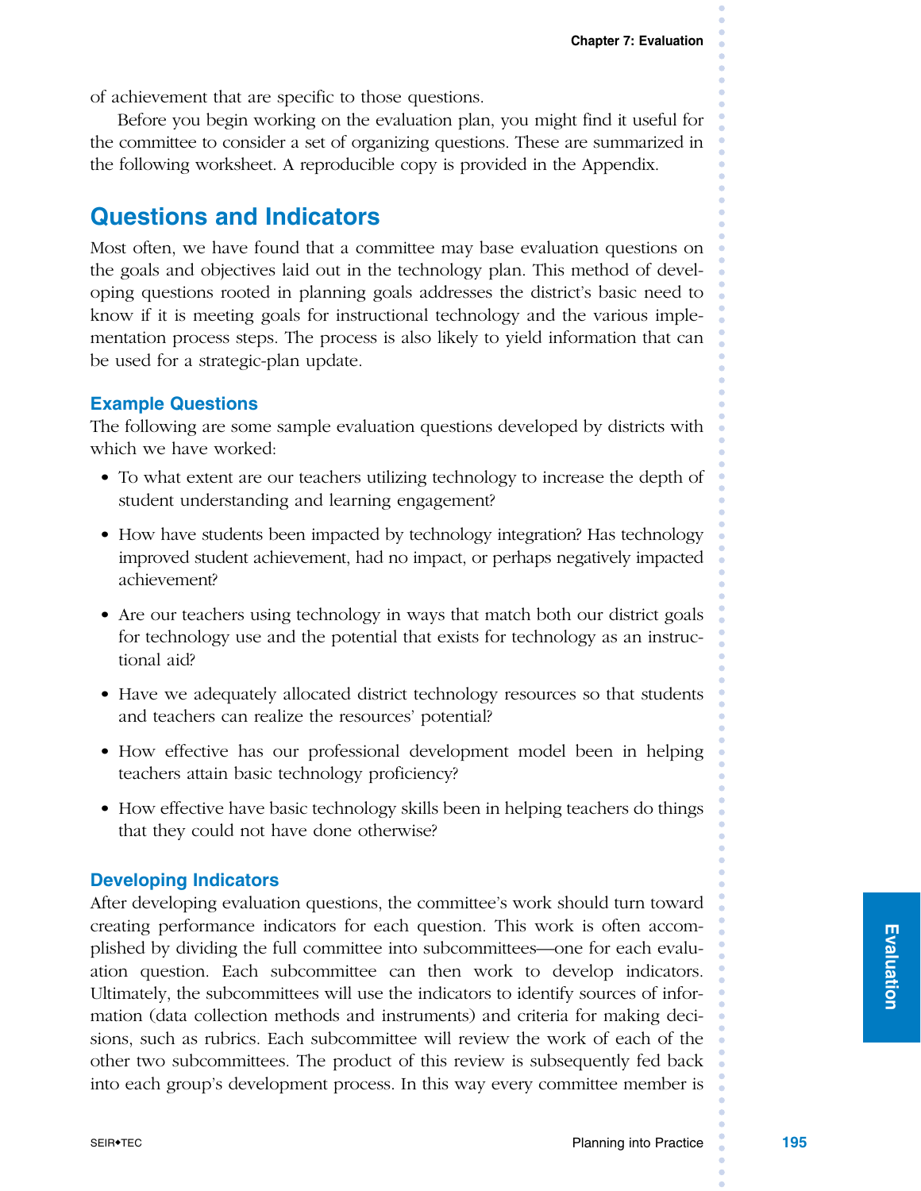of achievement that are specific to those questions.

Before you begin working on the evaluation plan, you might find it useful for the committee to consider a set of organizing questions. These are summarized in the following worksheet. A reproducible copy is provided in the Appendix.

## Questions and Indicators

Most often, we have found that a committee may base evaluation questions on the goals and objectives laid out in the technology plan. This method of developing questions rooted in planning goals addresses the district's basic need to know if it is meeting goals for instructional technology and the various implementation process steps. The process is also likely to yield information that can be used for a strategic-plan update.

### Example Questions

The following are some sample evaluation questions developed by districts with which we have worked:

- To what extent are our teachers utilizing technology to increase the depth of student understanding and learning engagement?
- How have students been impacted by technology integration? Has technology improved student achievement, had no impact, or perhaps negatively impacted achievement?
- Are our teachers using technology in ways that match both our district goals for technology use and the potential that exists for technology as an instructional aid?
- Have we adequately allocated district technology resources so that students and teachers can realize the resources' potential?
- How effective has our professional development model been in helping teachers attain basic technology proficiency?
- How effective have basic technology skills been in helping teachers do things that they could not have done otherwise?

### Developing Indicators

After developing evaluation questions, the committee's work should turn toward creating performance indicators for each question. This work is often accomplished by dividing the full committee into subcommittees—one for each evaluation question. Each subcommittee can then work to develop indicators. Ultimately, the subcommittees will use the indicators to identify sources of information (data collection methods and instruments) and criteria for making decisions, such as rubrics. Each subcommittee will review the work of each of the other two subcommittees. The product of this review is subsequently fed back into each group's development process. In this way every committee member is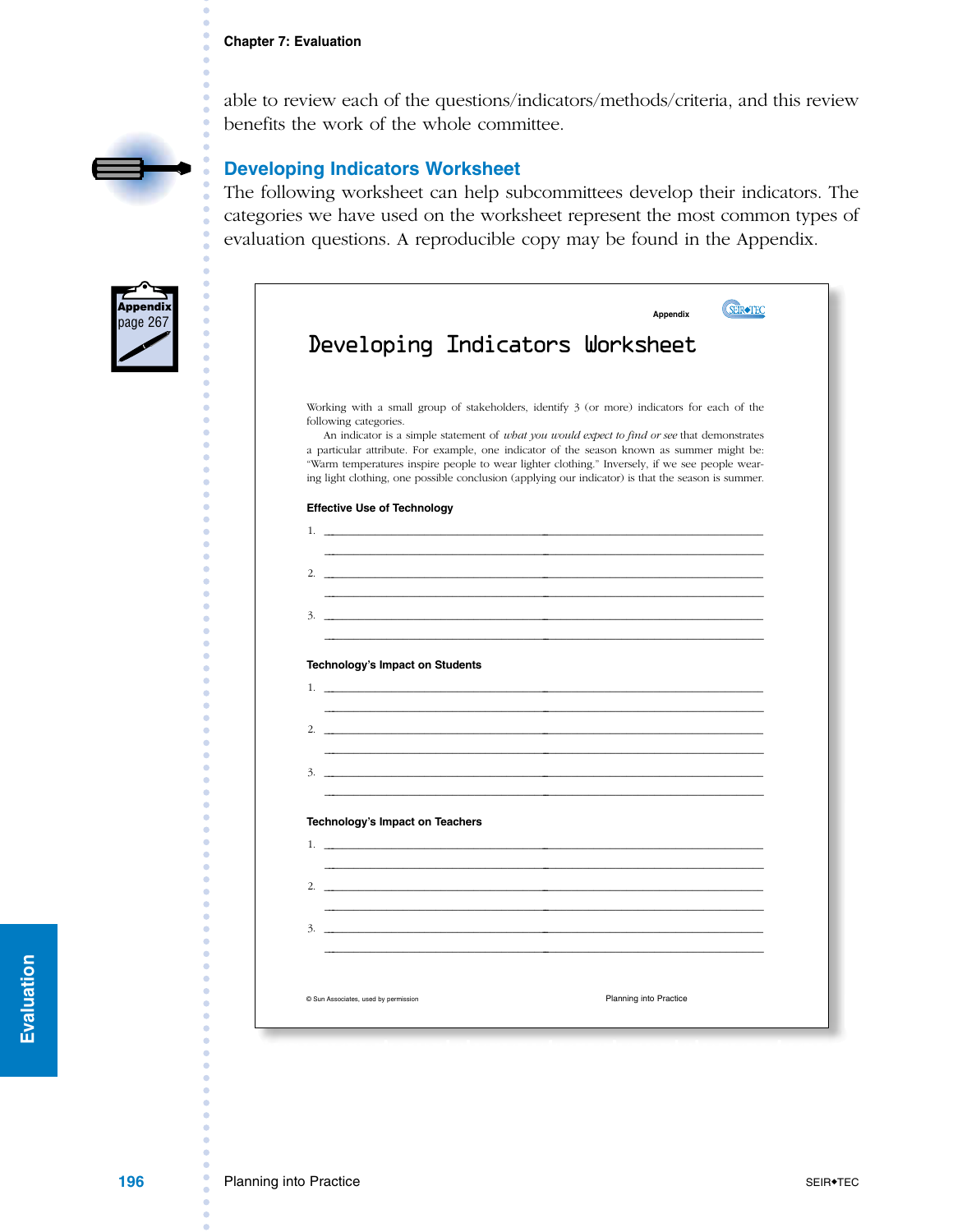able to review each of the questions/indicators/methods/criteria, and this review benefits the work of the whole committee.

## Developing Indicators Worksheet

The following worksheet can help subcommittees develop their indicators. The categories we have used on the worksheet represent the most common types of evaluation questions. A reproducible copy may be found in the Appendix.

Appendix page 267

Appendix

# Developing Indicators Worksheet

Working with a small group of stakeholders, identify 3 (or more) indicators for each of the following categories.

An indicator is a simple statement of *what you would expect to find or see* that demonstrates a particular attribute. For example, one indicator of the season known as summer might be: "Warm temperatures inspire people to wear lighter clothing." Inversely, if we see people wearing light clothing, one possible conclusion (applying our indicator) is that the season is summer.

**Effective Use of Technology**

1. ______________________________________________
______________________________________________
2. ______________________________________________
______________________________________________
3. ______________________________________________
______________________________________________

**Technology's Impact on Students**

1. ______________________________________________
______________________________________________
2. ______________________________________________
______________________________________________
3. ______________________________________________
______________________________________________

**Technology's Impact on Teachers**

1. ______________________________________________
______________________________________________
2. ______________________________________________
______________________________________________
3. ______________________________________________
______________________________________________

© Sun Associates, used by permission

Planning into Practice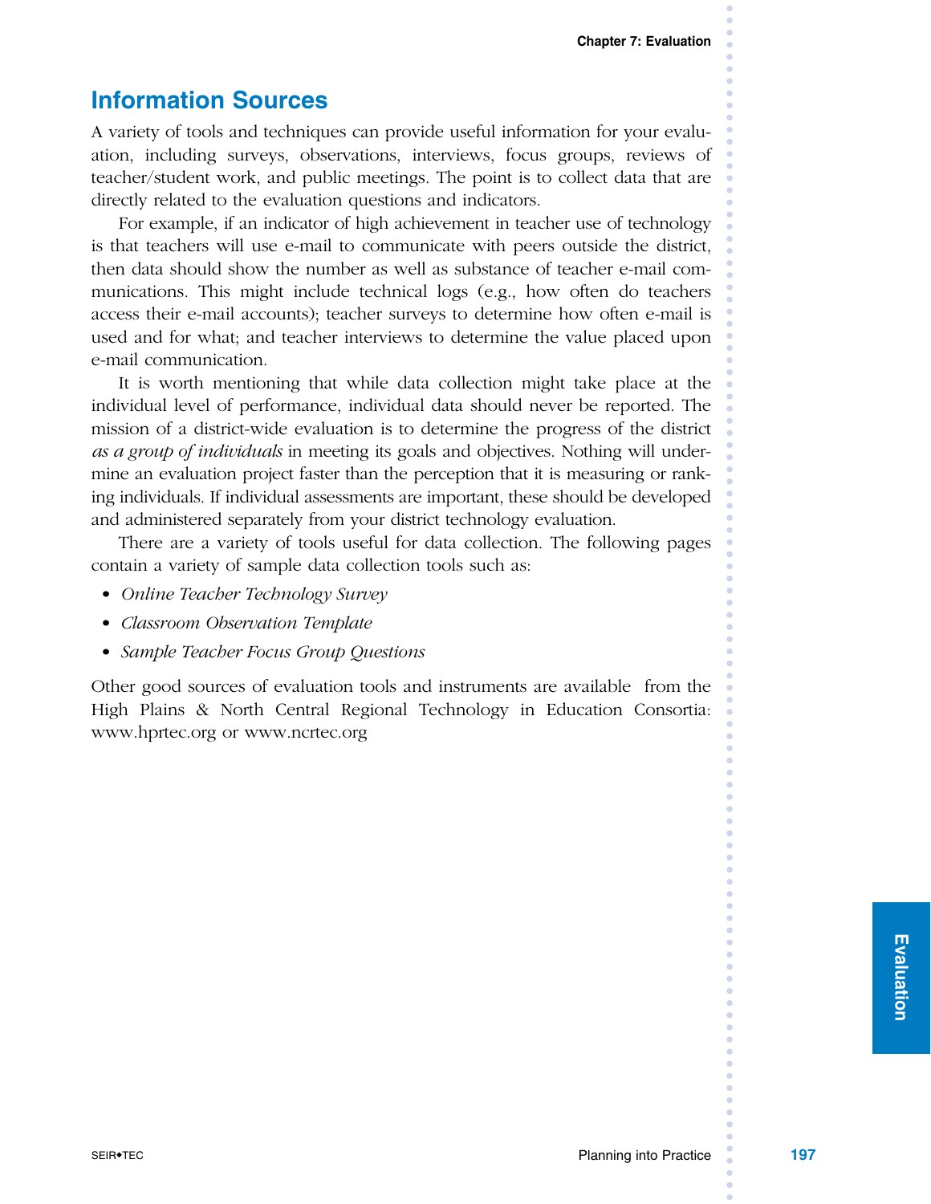## Information Sources

A variety of tools and techniques can provide useful information for your evaluation, including surveys, observations, interviews, focus groups, reviews of teacher/student work, and public meetings. The point is to collect data that are directly related to the evaluation questions and indicators.

For example, if an indicator of high achievement in teacher use of technology is that teachers will use e-mail to communicate with peers outside the district, then data should show the number as well as substance of teacher e-mail communications. This might include technical logs (e.g., how often do teachers access their e-mail accounts); teacher surveys to determine how often e-mail is used and for what; and teacher interviews to determine the value placed upon e-mail communication.

It is worth mentioning that while data collection might take place at the individual level of performance, individual data should never be reported. The mission of a district-wide evaluation is to determine the progress of the district *as a group of individuals* in meeting its goals and objectives. Nothing will undermine an evaluation project faster than the perception that it is measuring or ranking individuals. If individual assessments are important, these should be developed and administered separately from your district technology evaluation.

There are a variety of tools useful for data collection. The following pages contain a variety of sample data collection tools such as:

- *Online Teacher Technology Survey*
- *Classroom Observation Template*
- *Sample Teacher Focus Group Questions*

Other good sources of evaluation tools and instruments are available from the High Plains & North Central Regional Technology in Education Consortia: www.hprtec.org or www.ncrtec.org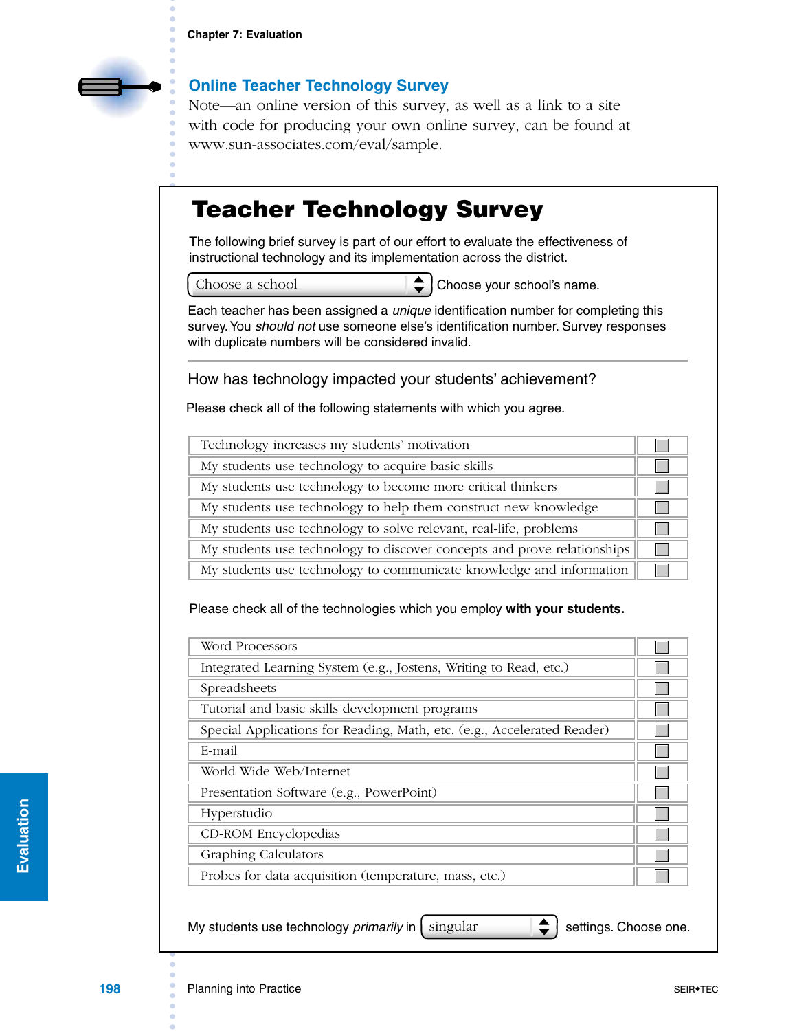## Online Teacher Technology Survey

Note—an online version of this survey, as well as a link to a site with code for producing your own online survey, can be found at www.sun-associates.com/eval/sample.

# Teacher Technology Survey

The following brief survey is part of our effort to evaluate the effectiveness of instructional technology and its implementation across the district.

[Choose a school ▾] Choose your school's name.

Each teacher has been assigned a *unique* identification number for completing this survey. You *should not* use someone else's identification number. Survey responses with duplicate numbers will be considered invalid.

---

### How has technology impacted your students' achievement?

Please check all of the following statements with which you agree.

| | |
|---|---|
| Technology increases my students' motivation | ☐ |
| My students use technology to acquire basic skills | ☐ |
| My students use technology to become more critical thinkers | ☐ |
| My students use technology to help them construct new knowledge | ☐ |
| My students use technology to solve relevant, real-life, problems | ☐ |
| My students use technology to discover concepts and prove relationships | ☐ |
| My students use technology to communicate knowledge and information | ☐ |

Please check all of the technologies which you employ **with your students.**

| | |
|---|---|
| Word Processors | ☐ |
| Integrated Learning System (e.g., Jostens, Writing to Read, etc.) | ☐ |
| Spreadsheets | ☐ |
| Tutorial and basic skills development programs | ☐ |
| Special Applications for Reading, Math, etc. (e.g., Accelerated Reader) | ☐ |
| E-mail | ☐ |
| World Wide Web/Internet | ☐ |
| Presentation Software (e.g., PowerPoint) | ☐ |
| Hyperstudio | ☐ |
| CD-ROM Encyclopedias | ☐ |
| Graphing Calculators | ☐ |
| Probes for data acquisition (temperature, mass, etc.) | ☐ |

My students use technology *primarily* in [singular ▾] settings. Choose one.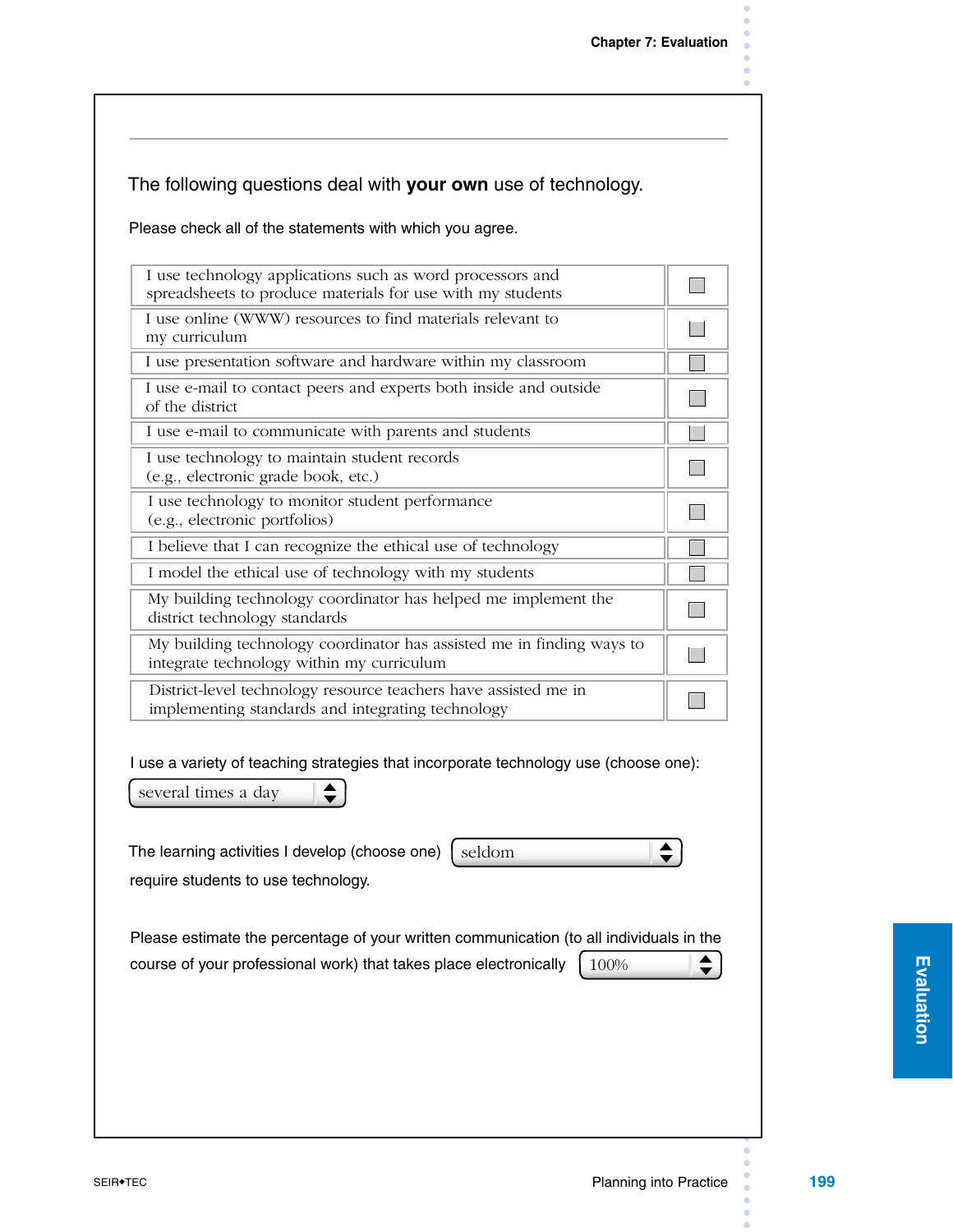The following questions deal with **your own** use of technology.

Please check all of the statements with which you agree.

| | |
|---|---|
| I use technology applications such as word processors and spreadsheets to produce materials for use with my students | ☐ |
| I use online (WWW) resources to find materials relevant to my curriculum | ☐ |
| I use presentation software and hardware within my classroom | ☐ |
| I use e-mail to contact peers and experts both inside and outside of the district | ☐ |
| I use e-mail to communicate with parents and students | ☐ |
| I use technology to maintain student records (e.g., electronic grade book, etc.) | ☐ |
| I use technology to monitor student performance (e.g., electronic portfolios) | ☐ |
| I believe that I can recognize the ethical use of technology | ☐ |
| I model the ethical use of technology with my students | ☐ |
| My building technology coordinator has helped me implement the district technology standards | ☐ |
| My building technology coordinator has assisted me in finding ways to integrate technology within my curriculum | ☐ |
| District-level technology resource teachers have assisted me in implementing standards and integrating technology | ☐ |

I use a variety of teaching strategies that incorporate technology use (choose one):

[several times a day ▾]

The learning activities I develop (choose one) [seldom ▾] require students to use technology.

Please estimate the percentage of your written communication (to all individuals in the course of your professional work) that takes place electronically [100% ▾]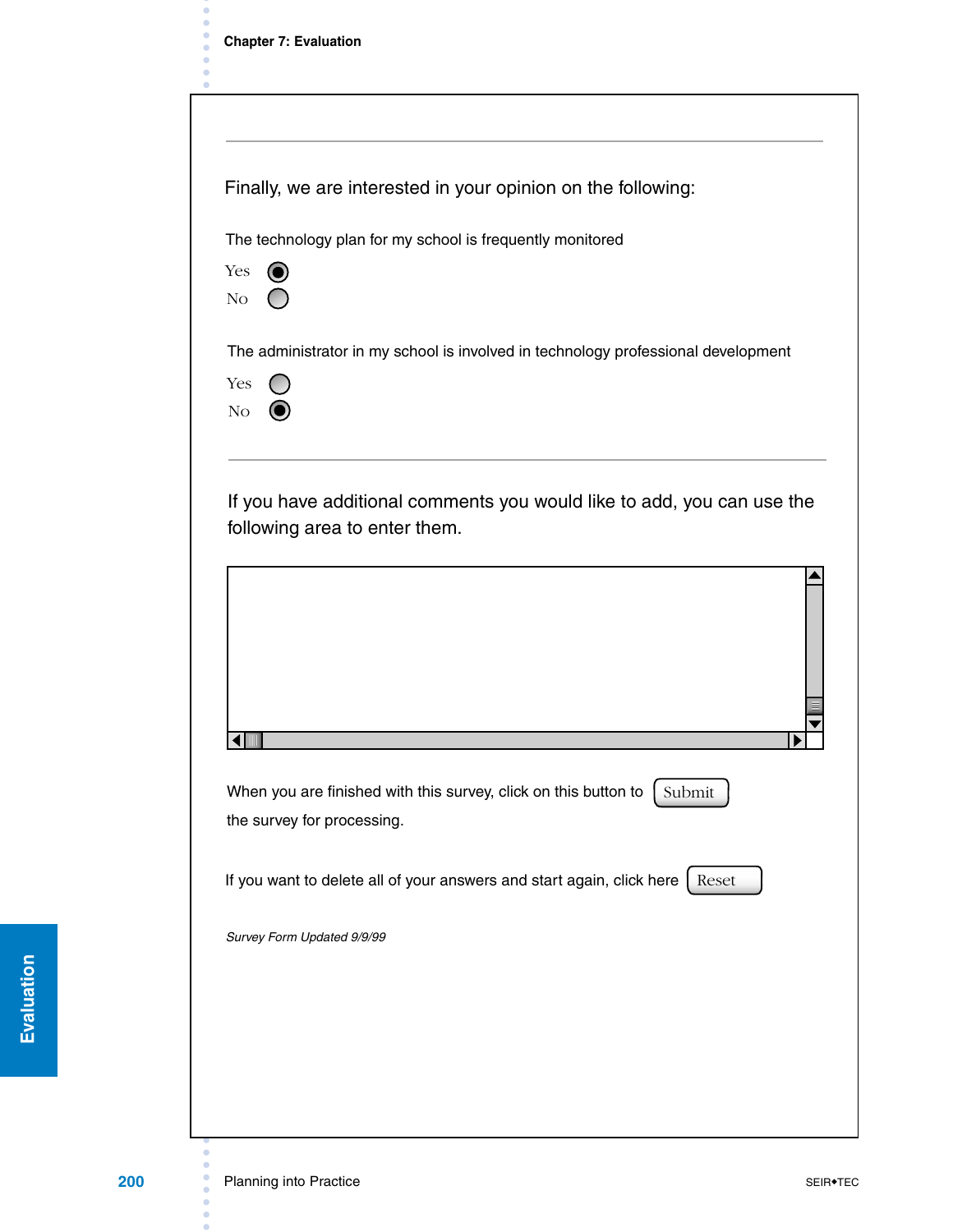Finally, we are interested in your opinion on the following:

The technology plan for my school is frequently monitored

- Yes (selected)
- No

The administrator in my school is involved in technology professional development

- Yes
- No (selected)

---

If you have additional comments you would like to add, you can use the following area to enter them.

When you are finished with this survey, click on this button to [Submit] the survey for processing.

If you want to delete all of your answers and start again, click here [Reset]

*Survey Form Updated 9/9/99*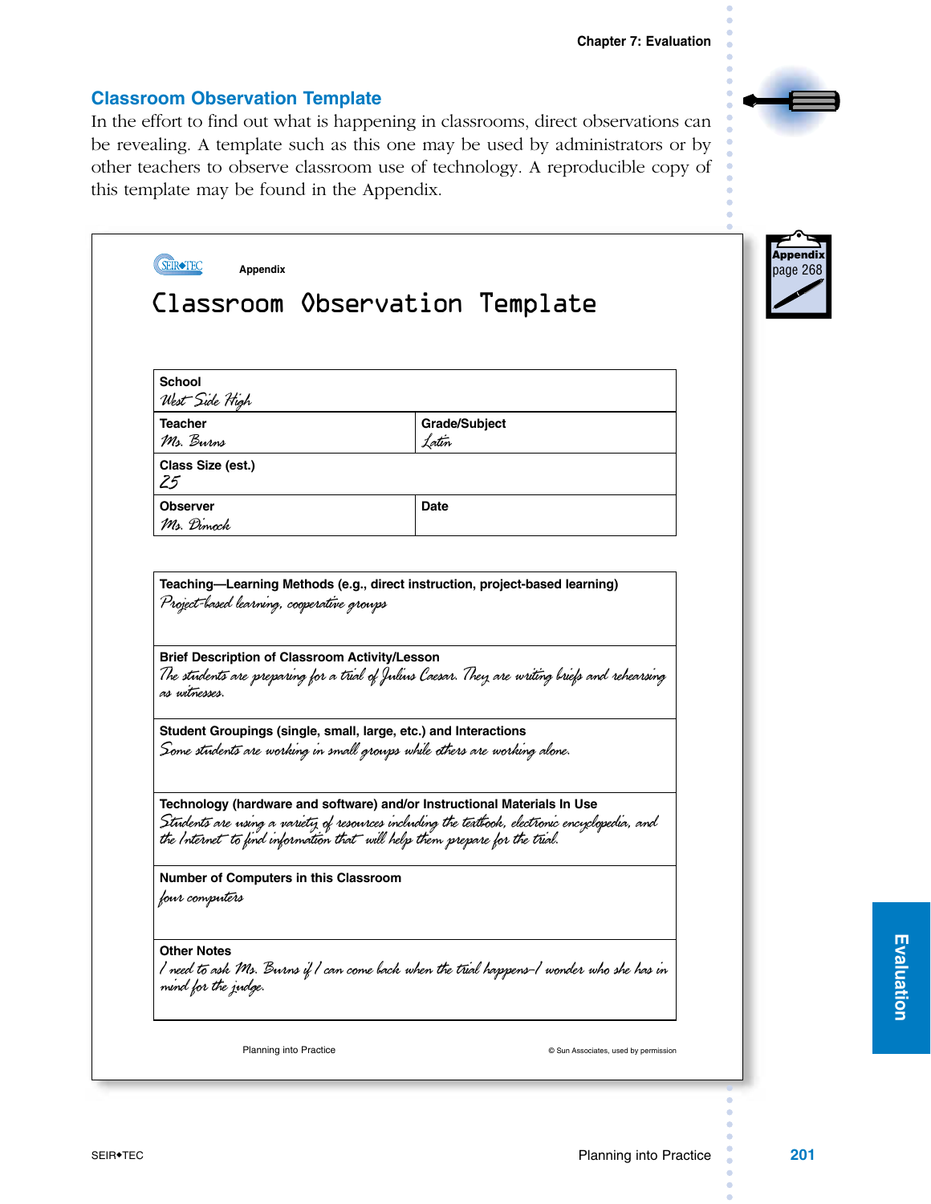## Classroom Observation Template

In the effort to find out what is happening in classrooms, direct observations can be revealing. A template such as this one may be used by administrators or by other teachers to observe classroom use of technology. A reproducible copy of this template may be found in the Appendix.

Appendix page 268

SEIR◆TEC Appendix

# Classroom Observation Template

| | |
|---|---|
| **School**<br>West Side High | |
| **Teacher**<br>Ms. Burns | **Grade/Subject**<br>Latin |
| **Class Size (est.)**<br>25 | |
| **Observer**<br>Ms. Dimock | **Date** |

| |
|---|
| **Teaching—Learning Methods (e.g., direct instruction, project-based learning)**<br>Project-based learning, cooperative groups |
| **Brief Description of Classroom Activity/Lesson**<br>The students are preparing for a trial of Julius Caesar. They are writing briefs and rehearsing as witnesses. |
| **Student Groupings (single, small, large, etc.) and Interactions**<br>Some students are working in small groups while others are working alone. |
| **Technology (hardware and software) and/or Instructional Materials In Use**<br>Students are using a variety of resources including the textbook, electronic encyclopedia, and the Internet to find information that will help them prepare for the trial. |
| **Number of Computers in this Classroom**<br>four computers |
| **Other Notes**<br>I need to ask Ms. Burns if I can come back when the trial happens—I wonder who she has in mind for the judge. |

Planning into Practice © Sun Associates, used by permission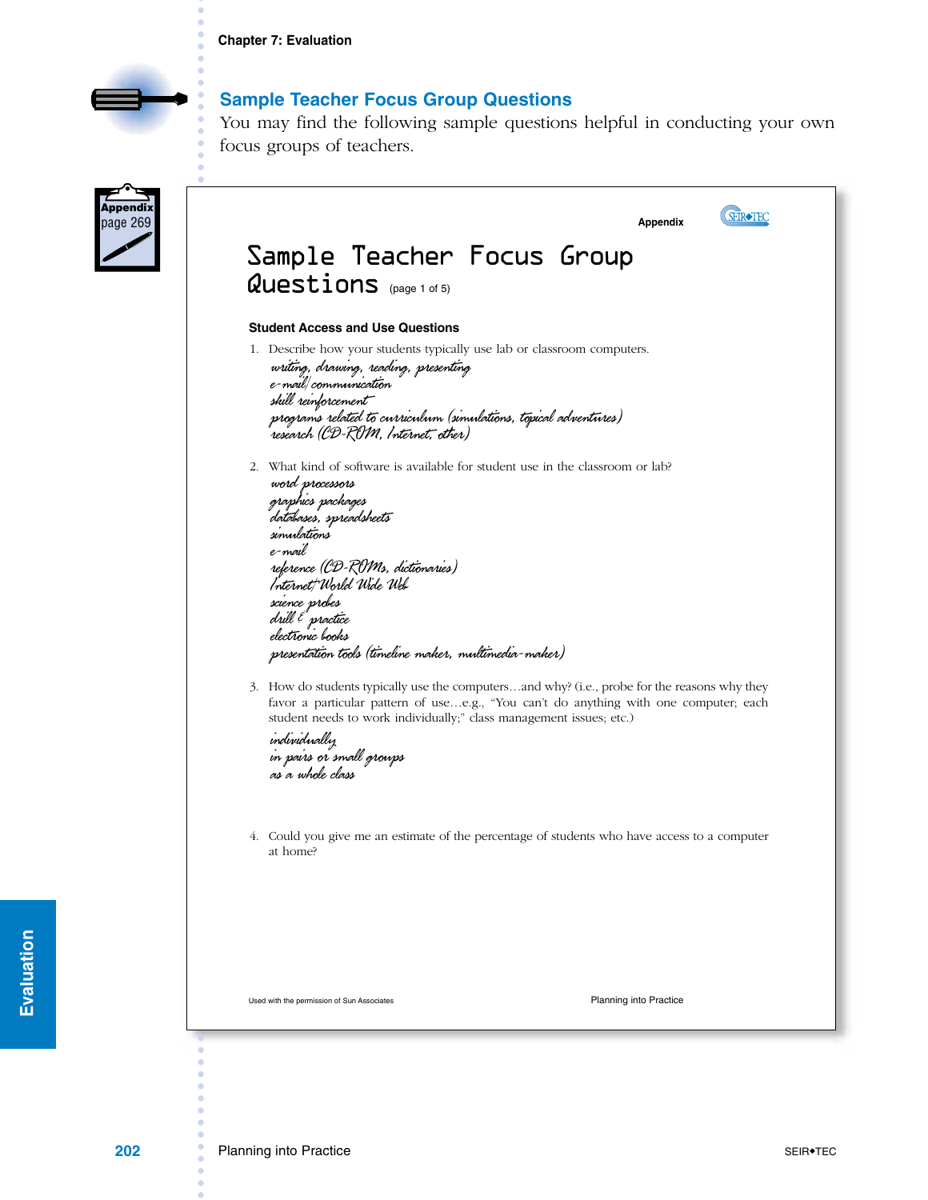## Sample Teacher Focus Group Questions

You may find the following sample questions helpful in conducting your own focus groups of teachers.

Appendix page 269

Appendix

# Sample Teacher Focus Group Questions (page 1 of 5)

### Student Access and Use Questions

1. Describe how your students typically use lab or classroom computers.

   *writing, drawing, reading, presenting*
   *e-mail/communication*
   *skill reinforcement*
   *programs related to curriculum (simulations, topical adventures)*
   *research (CD-ROM, Internet, other)*

2. What kind of software is available for student use in the classroom or lab?

   *word processors*
   *graphics packages*
   *databases, spreadsheets*
   *simulations*
   *e-mail*
   *reference (CD-ROMs, dictionaries)*
   *Internet/World Wide Web*
   *science probes*
   *drill & practice*
   *electronic books*
   *presentation tools (timeline maker, multimedia-maker)*

3. How do students typically use the computers…and why? (i.e., probe for the reasons why they favor a particular pattern of use…e.g., "You can't do anything with one computer; each student needs to work individually;" class management issues; etc.)

   *individually*
   *in pairs or small groups*
   *as a whole class*

4. Could you give me an estimate of the percentage of students who have access to a computer at home?

Used with the permission of Sun Associates

Planning into Practice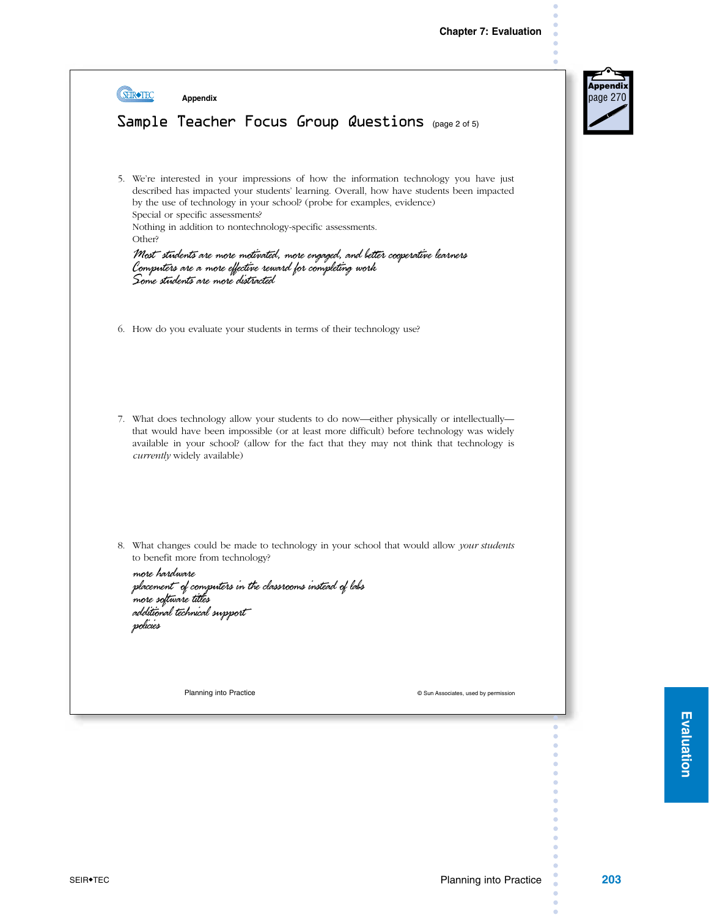Appendix

## Sample Teacher Focus Group Questions (page 2 of 5)

5. We're interested in your impressions of how the information technology you have just described has impacted your students' learning. Overall, how have students been impacted by the use of technology in your school? (probe for examples, evidence)
   Special or specific assessments?
   Nothing in addition to nontechnology-specific assessments.
   Other?

   *Most students are more motivated, more engaged, and better cooperative learners*
   *Computers are a more effective reward for completing work*
   *Some students are more distracted*

6. How do you evaluate your students in terms of their technology use?

7. What does technology allow your students to do now—either physically or intellectually—that would have been impossible (or at least more difficult) before technology was widely available in your school? (allow for the fact that they may not think that technology is *currently* widely available)

8. What changes could be made to technology in your school that would allow *your students* to benefit more from technology?

   *more hardware*
   *placement of computers in the classrooms instead of labs*
   *more software titles*
   *additional technical support*
   *policies*

Planning into Practice

© Sun Associates, used by permission

Appendix page 270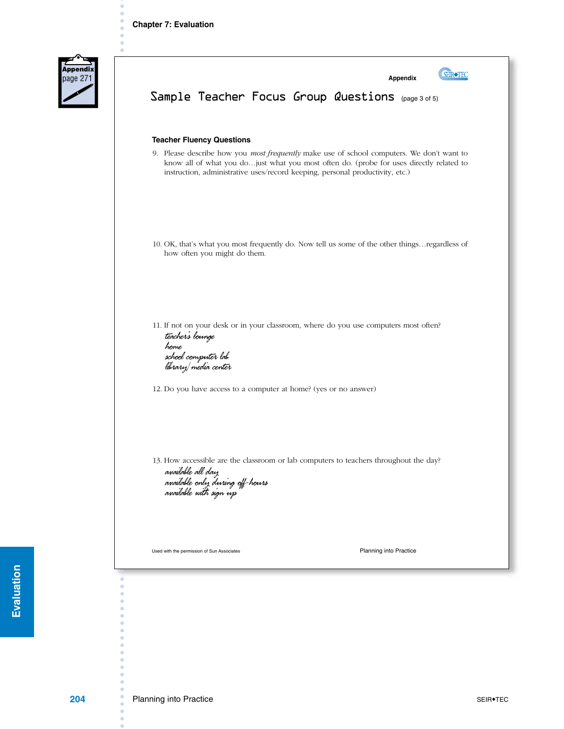Appendix page 271

Appendix

# Sample Teacher Focus Group Questions (page 3 of 5)

### Teacher Fluency Questions

9. Please describe how you *most frequently* make use of school computers. We don't want to know all of what you do…just what you most often do. (probe for uses directly related to instruction, administrative uses/record keeping, personal productivity, etc.)

10. OK, that's what you most frequently do. Now tell us some of the other things…regardless of how often you might do them.

11. If not on your desk or in your classroom, where do you use computers most often?
    *teacher's lounge*
    *home*
    *school computer lab*
    *library/media center*

12. Do you have access to a computer at home? (yes or no answer)

13. How accessible are the classroom or lab computers to teachers throughout the day?
    *available all day*
    *available only during off-hours*
    *available with sign up*

Used with the permission of Sun Associates

Planning into Practice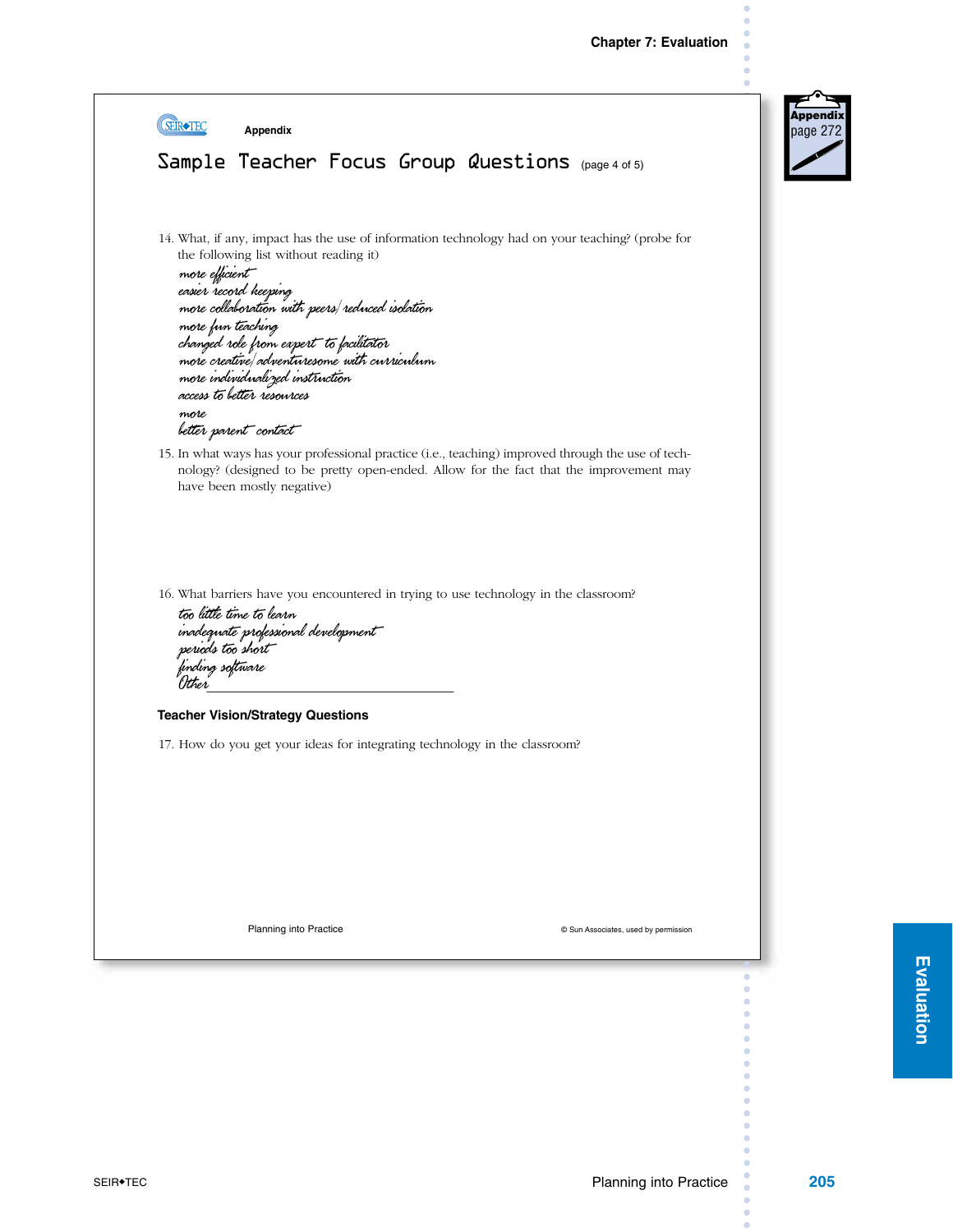Appendix

# Sample Teacher Focus Group Questions (page 4 of 5)

14. What, if any, impact has the use of information technology had on your teaching? (probe for the following list without reading it)

    *more efficient*
    *easier record keeping*
    *more collaboration with peers/reduced isolation*
    *more fun teaching*
    *changed role from expert to facilitator*
    *more creative/adventuresome with curriculum*
    *more individualized instruction*
    *access to better resources*
    *more*
    *better parent contact*

15. In what ways has your professional practice (i.e., teaching) improved through the use of technology? (designed to be pretty open-ended. Allow for the fact that the improvement may have been mostly negative)

16. What barriers have you encountered in trying to use technology in the classroom?

    *too little time to learn*
    *inadequate professional development*
    *periods too short*
    *finding software*
    *Other* ___________________________________

**Teacher Vision/Strategy Questions**

17. How do you get your ideas for integrating technology in the classroom?

Planning into Practice

© Sun Associates, used by permission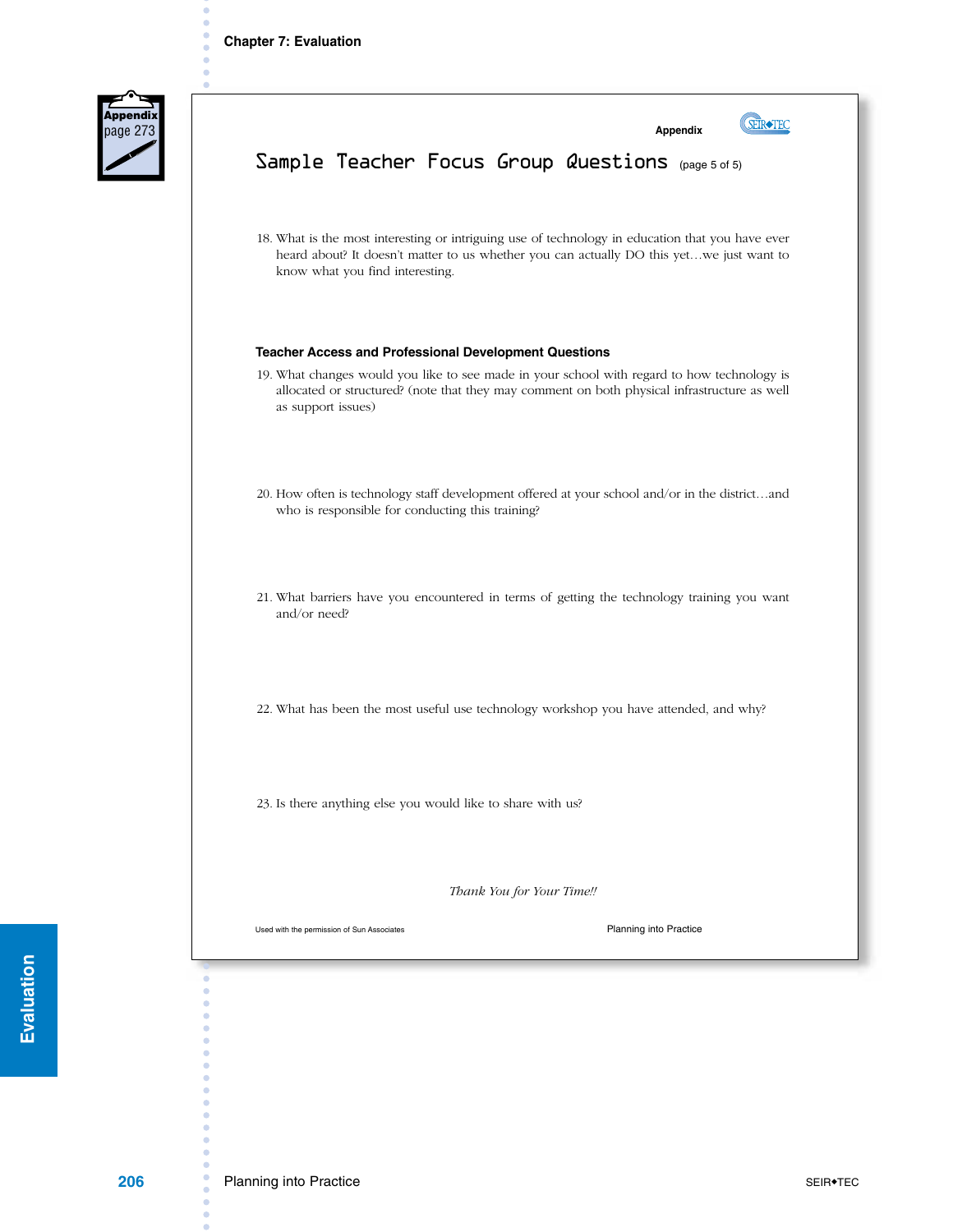Appendix page 273

Appendix

# Sample Teacher Focus Group Questions (page 5 of 5)

18. What is the most interesting or intriguing use of technology in education that you have ever heard about? It doesn't matter to us whether you can actually DO this yet…we just want to know what you find interesting.

### Teacher Access and Professional Development Questions

19. What changes would you like to see made in your school with regard to how technology is allocated or structured? (note that they may comment on both physical infrastructure as well as support issues)

20. How often is technology staff development offered at your school and/or in the district…and who is responsible for conducting this training?

21. What barriers have you encountered in terms of getting the technology training you want and/or need?

22. What has been the most useful use technology workshop you have attended, and why?

23. Is there anything else you would like to share with us?

*Thank You for Your Time!!*

Used with the permission of Sun Associates

Planning into Practice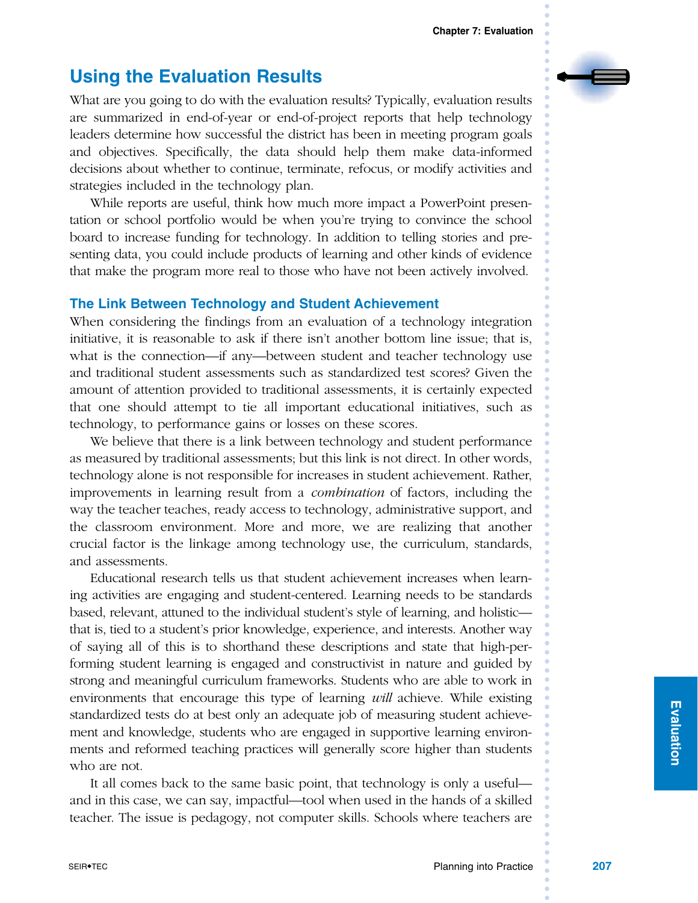## Using the Evaluation Results

What are you going to do with the evaluation results? Typically, evaluation results are summarized in end-of-year or end-of-project reports that help technology leaders determine how successful the district has been in meeting program goals and objectives. Specifically, the data should help them make data-informed decisions about whether to continue, terminate, refocus, or modify activities and strategies included in the technology plan.

While reports are useful, think how much more impact a PowerPoint presentation or school portfolio would be when you're trying to convince the school board to increase funding for technology. In addition to telling stories and presenting data, you could include products of learning and other kinds of evidence that make the program more real to those who have not been actively involved.

### The Link Between Technology and Student Achievement

When considering the findings from an evaluation of a technology integration initiative, it is reasonable to ask if there isn't another bottom line issue; that is, what is the connection—if any—between student and teacher technology use and traditional student assessments such as standardized test scores? Given the amount of attention provided to traditional assessments, it is certainly expected that one should attempt to tie all important educational initiatives, such as technology, to performance gains or losses on these scores.

We believe that there is a link between technology and student performance as measured by traditional assessments; but this link is not direct. In other words, technology alone is not responsible for increases in student achievement. Rather, improvements in learning result from a *combination* of factors, including the way the teacher teaches, ready access to technology, administrative support, and the classroom environment. More and more, we are realizing that another crucial factor is the linkage among technology use, the curriculum, standards, and assessments.

Educational research tells us that student achievement increases when learning activities are engaging and student-centered. Learning needs to be standards based, relevant, attuned to the individual student's style of learning, and holistic—that is, tied to a student's prior knowledge, experience, and interests. Another way of saying all of this is to shorthand these descriptions and state that high-performing student learning is engaged and constructivist in nature and guided by strong and meaningful curriculum frameworks. Students who are able to work in environments that encourage this type of learning *will* achieve. While existing standardized tests do at best only an adequate job of measuring student achievement and knowledge, students who are engaged in supportive learning environments and reformed teaching practices will generally score higher than students who are not.

It all comes back to the same basic point, that technology is only a useful—and in this case, we can say, impactful—tool when used in the hands of a skilled teacher. The issue is pedagogy, not computer skills. Schools where teachers are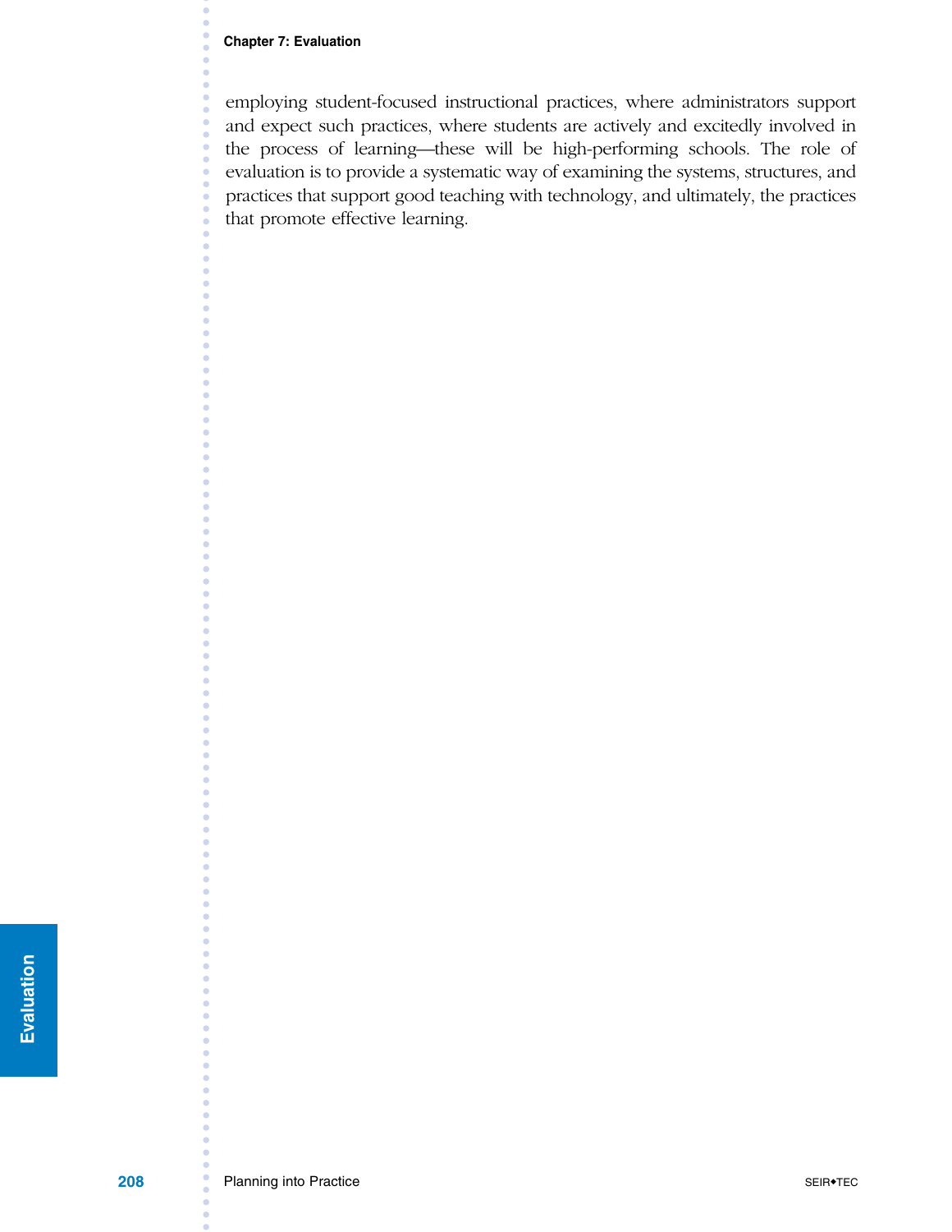employing student-focused instructional practices, where administrators support and expect such practices, where students are actively and excitedly involved in the process of learning—these will be high-performing schools. The role of evaluation is to provide a systematic way of examining the systems, structures, and practices that support good teaching with technology, and ultimately, the practices that promote effective learning.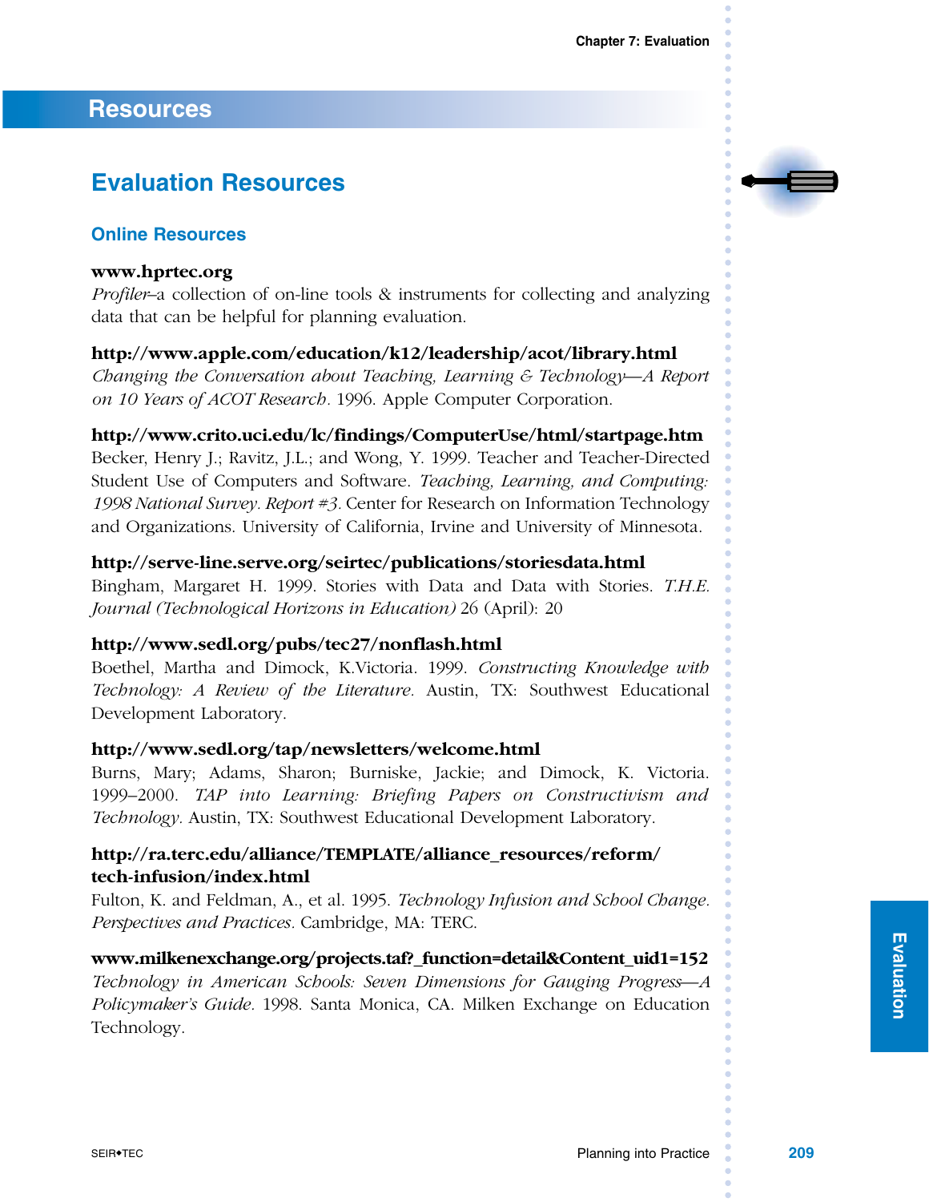# Resources

## Evaluation Resources

### Online Resources

**www.hprtec.org**
*Profiler*–a collection of on-line tools & instruments for collecting and analyzing data that can be helpful for planning evaluation.

**http://www.apple.com/education/k12/leadership/acot/library.html**
*Changing the Conversation about Teaching, Learning & Technology—A Report on 10 Years of ACOT Research.* 1996. Apple Computer Corporation.

**http://www.crito.uci.edu/lc/findings/ComputerUse/html/startpage.htm**
Becker, Henry J.; Ravitz, J.L.; and Wong, Y. 1999. Teacher and Teacher-Directed Student Use of Computers and Software. *Teaching, Learning, and Computing: 1998 National Survey. Report #3.* Center for Research on Information Technology and Organizations. University of California, Irvine and University of Minnesota.

**http://serve-line.serve.org/seirtec/publications/storiesdata.html**
Bingham, Margaret H. 1999. Stories with Data and Data with Stories. *T.H.E. Journal (Technological Horizons in Education)* 26 (April): 20

**http://www.sedl.org/pubs/tec27/nonflash.html**
Boethel, Martha and Dimock, K.Victoria. 1999. *Constructing Knowledge with Technology: A Review of the Literature.* Austin, TX: Southwest Educational Development Laboratory.

**http://www.sedl.org/tap/newsletters/welcome.html**
Burns, Mary; Adams, Sharon; Burniske, Jackie; and Dimock, K. Victoria. 1999–2000. *TAP into Learning: Briefing Papers on Constructivism and Technology.* Austin, TX: Southwest Educational Development Laboratory.

**http://ra.terc.edu/alliance/TEMPLATE/alliance_resources/reform/tech-infusion/index.html**
Fulton, K. and Feldman, A., et al. 1995. *Technology Infusion and School Change. Perspectives and Practices.* Cambridge, MA: TERC.

**www.milkenexchange.org/projects.taf?_function=detail&Content_uid1=152**
*Technology in American Schools: Seven Dimensions for Gauging Progress—A Policymaker's Guide.* 1998. Santa Monica, CA. Milken Exchange on Education Technology.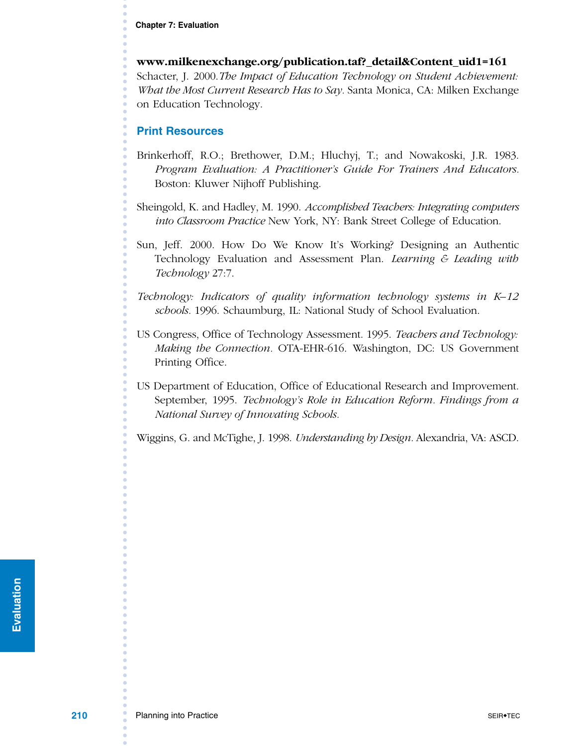**www.milkenexchange.org/publication.taf?_detail&Content_uid1=161**
Schacter, J. 2000. *The Impact of Education Technology on Student Achievement: What the Most Current Research Has to Say*. Santa Monica, CA: Milken Exchange on Education Technology.

## Print Resources

Brinkerhoff, R.O.; Brethower, D.M.; Hluchyj, T.; and Nowakoski, J.R. 1983. *Program Evaluation: A Practitioner's Guide For Trainers And Educators*. Boston: Kluwer Nijhoff Publishing.

Sheingold, K. and Hadley, M. 1990. *Accomplished Teachers: Integrating computers into Classroom Practice* New York, NY: Bank Street College of Education.

Sun, Jeff. 2000. How Do We Know It's Working? Designing an Authentic Technology Evaluation and Assessment Plan. *Learning & Leading with Technology* 27:7.

*Technology: Indicators of quality information technology systems in K–12 schools*. 1996. Schaumburg, IL: National Study of School Evaluation.

US Congress, Office of Technology Assessment. 1995. *Teachers and Technology: Making the Connection*. OTA-EHR-616. Washington, DC: US Government Printing Office.

US Department of Education, Office of Educational Research and Improvement. September, 1995. *Technology's Role in Education Reform. Findings from a National Survey of Innovating Schools.*

Wiggins, G. and McTighe, J. 1998. *Understanding by Design*. Alexandria, VA: ASCD.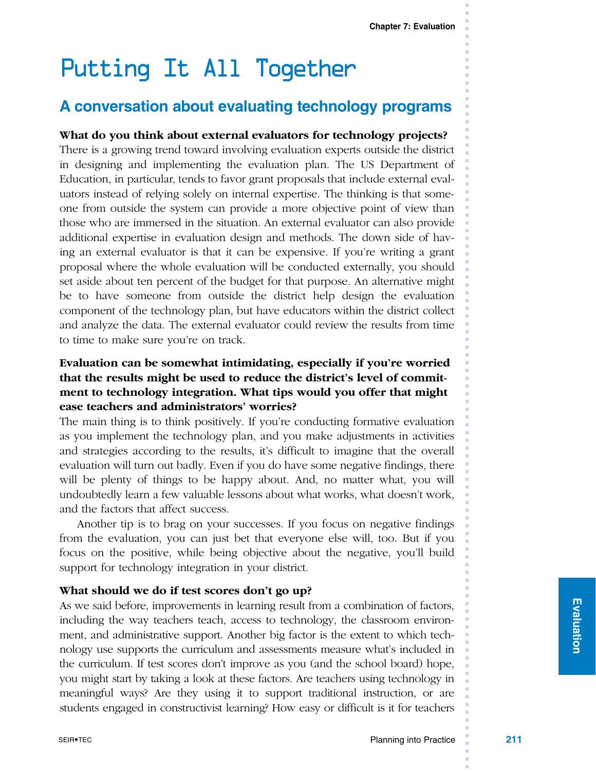# Putting It All Together

## A conversation about evaluating technology programs

**What do you think about external evaluators for technology projects?**

There is a growing trend toward involving evaluation experts outside the district in designing and implementing the evaluation plan. The US Department of Education, in particular, tends to favor grant proposals that include external evaluators instead of relying solely on internal expertise. The thinking is that someone from outside the system can provide a more objective point of view than those who are immersed in the situation. An external evaluator can also provide additional expertise in evaluation design and methods. The down side of having an external evaluator is that it can be expensive. If you're writing a grant proposal where the whole evaluation will be conducted externally, you should set aside about ten percent of the budget for that purpose. An alternative might be to have someone from outside the district help design the evaluation component of the technology plan, but have educators within the district collect and analyze the data. The external evaluator could review the results from time to time to make sure you're on track.

**Evaluation can be somewhat intimidating, especially if you're worried that the results might be used to reduce the district's level of commitment to technology integration. What tips would you offer that might ease teachers and administrators' worries?**

The main thing is to think positively. If you're conducting formative evaluation as you implement the technology plan, and you make adjustments in activities and strategies according to the results, it's difficult to imagine that the overall evaluation will turn out badly. Even if you do have some negative findings, there will be plenty of things to be happy about. And, no matter what, you will undoubtedly learn a few valuable lessons about what works, what doesn't work, and the factors that affect success.

Another tip is to brag on your successes. If you focus on negative findings from the evaluation, you can just bet that everyone else will, too. But if you focus on the positive, while being objective about the negative, you'll build support for technology integration in your district.

**What should we do if test scores don't go up?**

As we said before, improvements in learning result from a combination of factors, including the way teachers teach, access to technology, the classroom environment, and administrative support. Another big factor is the extent to which technology use supports the curriculum and assessments measure what's included in the curriculum. If test scores don't improve as you (and the school board) hope, you might start by taking a look at these factors. Are teachers using technology in meaningful ways? Are they using it to support traditional instruction, or are students engaged in constructivist learning? How easy or difficult is it for teachers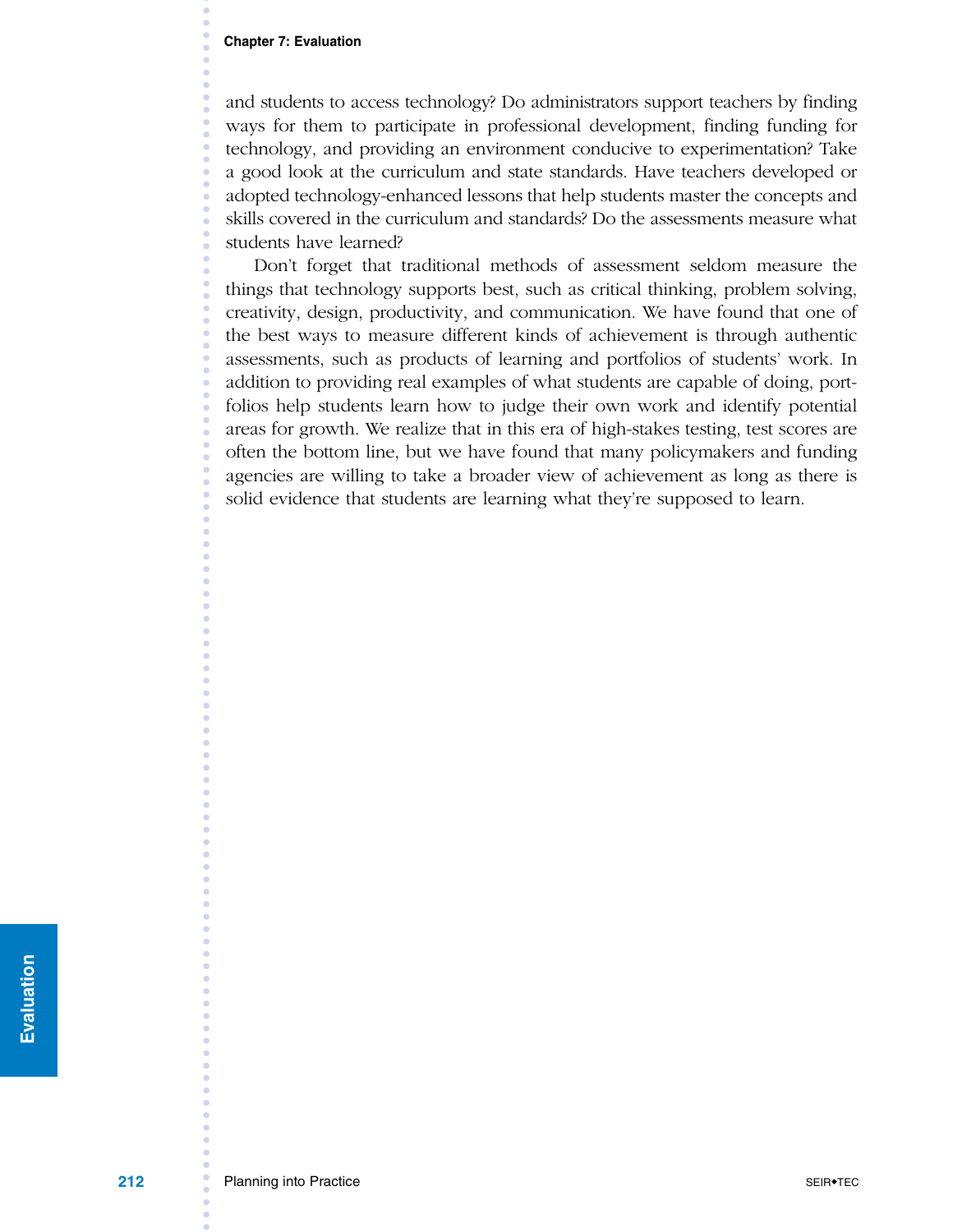and students to access technology? Do administrators support teachers by finding ways for them to participate in professional development, finding funding for technology, and providing an environment conducive to experimentation? Take a good look at the curriculum and state standards. Have teachers developed or adopted technology-enhanced lessons that help students master the concepts and skills covered in the curriculum and standards? Do the assessments measure what students have learned?

Don't forget that traditional methods of assessment seldom measure the things that technology supports best, such as critical thinking, problem solving, creativity, design, productivity, and communication. We have found that one of the best ways to measure different kinds of achievement is through authentic assessments, such as products of learning and portfolios of students' work. In addition to providing real examples of what students are capable of doing, portfolios help students learn how to judge their own work and identify potential areas for growth. We realize that in this era of high-stakes testing, test scores are often the bottom line, but we have found that many policymakers and funding agencies are willing to take a broader view of achievement as long as there is solid evidence that students are learning what they're supposed to learn.